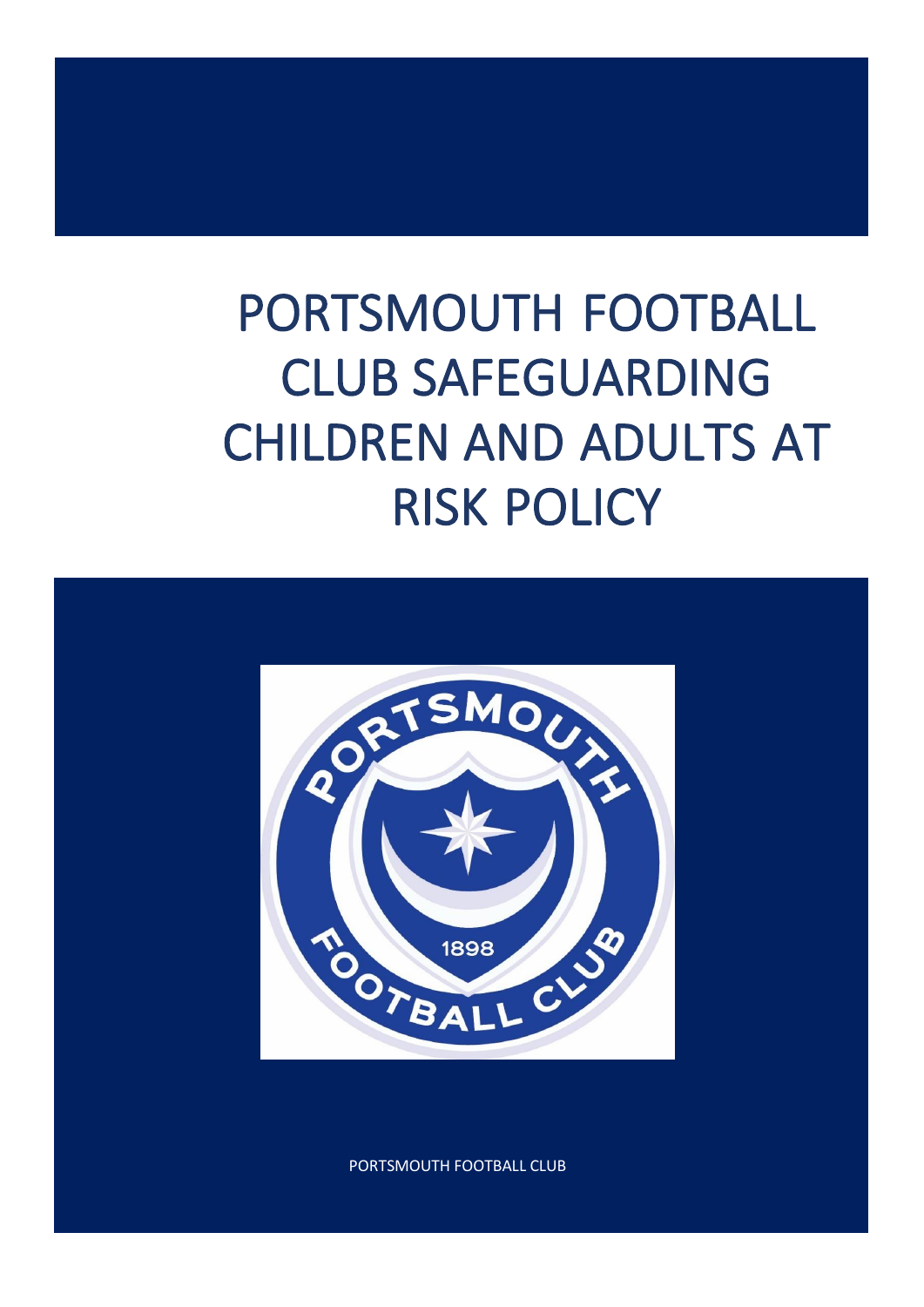# PORTSMOUTH FOOTBALL CLUB SAFEGUARDING CHILDREN AND ADULTS AT RISK POLICY

PORTSMOUTH FOOTBALL CLUB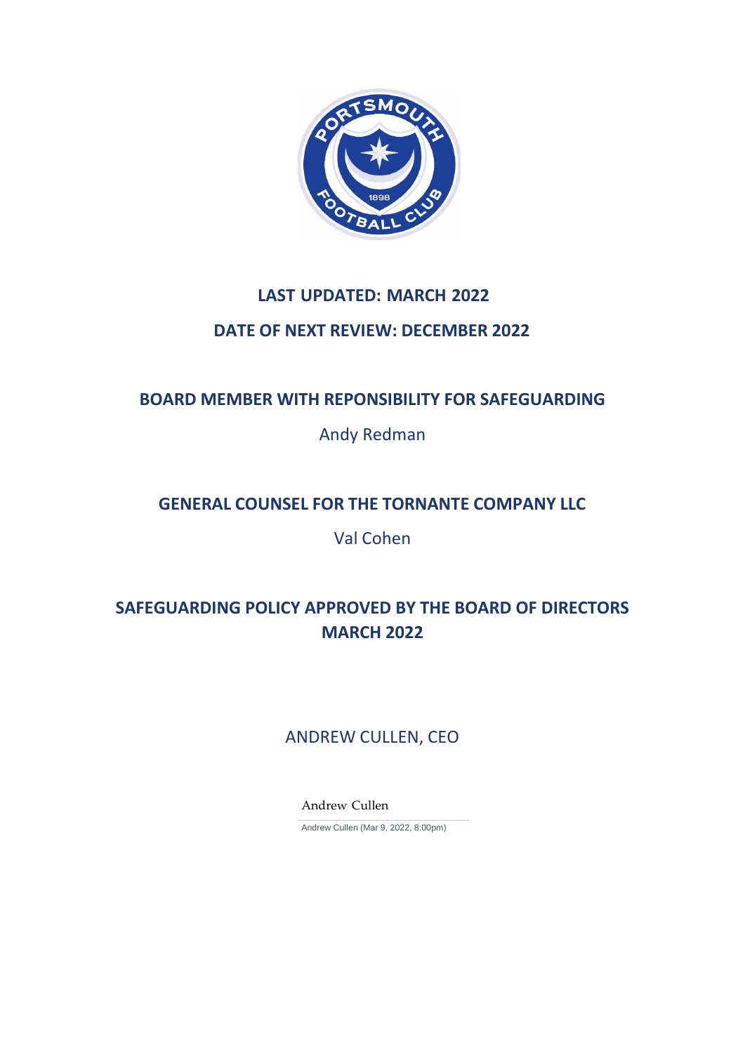**LAST UPDATED: MARCH 2022**

**DATE OF NEXT REVIEW: DECEMBER 2022**

**BOARD MEMBER WITH REPONSIBILITY FOR SAFEGUARDING**

Andy Redman

**GENERAL COUNSEL FOR THE TORNANTE COMPANY LLC**

Val Cohen

**SAFEGUARDING POLICY APPROVED BY THE BOARD OF DIRECTORS MARCH 2022**

ANDREW CULLEN, CEO

Andrew Cullen

Andrew Cullen (Mar 9, 2022, 8:00pm)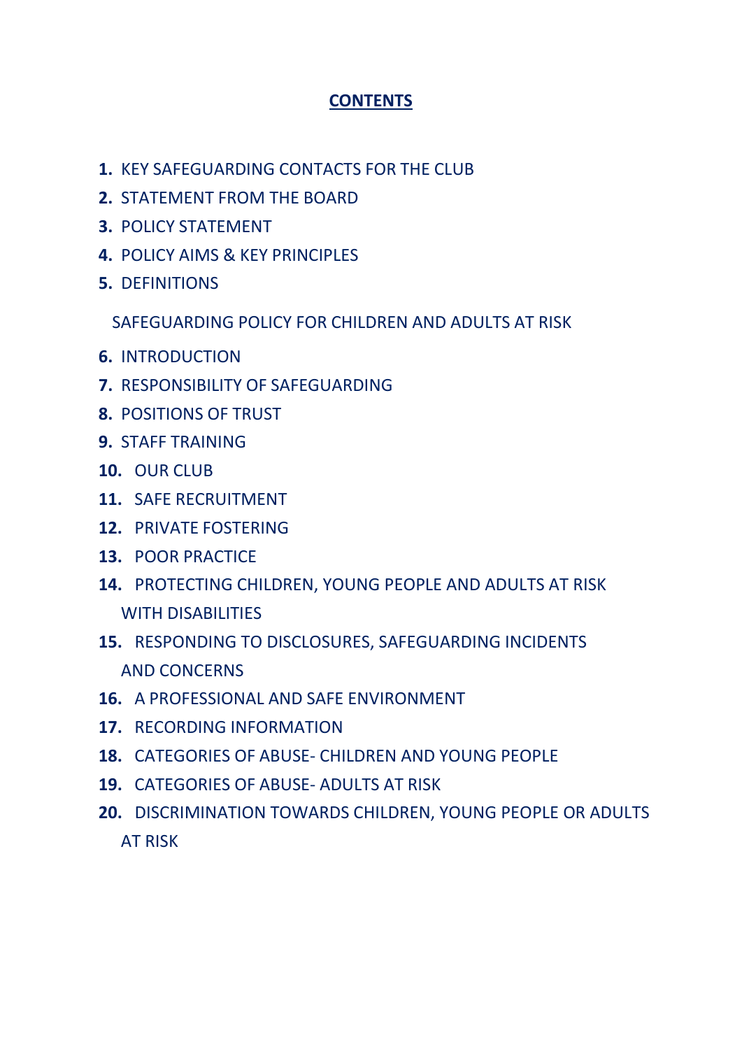# CONTENTS

1. KEY SAFEGUARDING CONTACTS FOR THE CLUB
2. STATEMENT FROM THE BOARD
3. POLICY STATEMENT
4. POLICY AIMS & KEY PRINCIPLES
5. DEFINITIONS

SAFEGUARDING POLICY FOR CHILDREN AND ADULTS AT RISK

6. INTRODUCTION
7. RESPONSIBILITY OF SAFEGUARDING
8. POSITIONS OF TRUST
9. STAFF TRAINING
10. OUR CLUB
11. SAFE RECRUITMENT
12. PRIVATE FOSTERING
13. POOR PRACTICE
14. PROTECTING CHILDREN, YOUNG PEOPLE AND ADULTS AT RISK WITH DISABILITIES
15. RESPONDING TO DISCLOSURES, SAFEGUARDING INCIDENTS AND CONCERNS
16. A PROFESSIONAL AND SAFE ENVIRONMENT
17. RECORDING INFORMATION
18. CATEGORIES OF ABUSE- CHILDREN AND YOUNG PEOPLE
19. CATEGORIES OF ABUSE- ADULTS AT RISK
20. DISCRIMINATION TOWARDS CHILDREN, YOUNG PEOPLE OR ADULTS AT RISK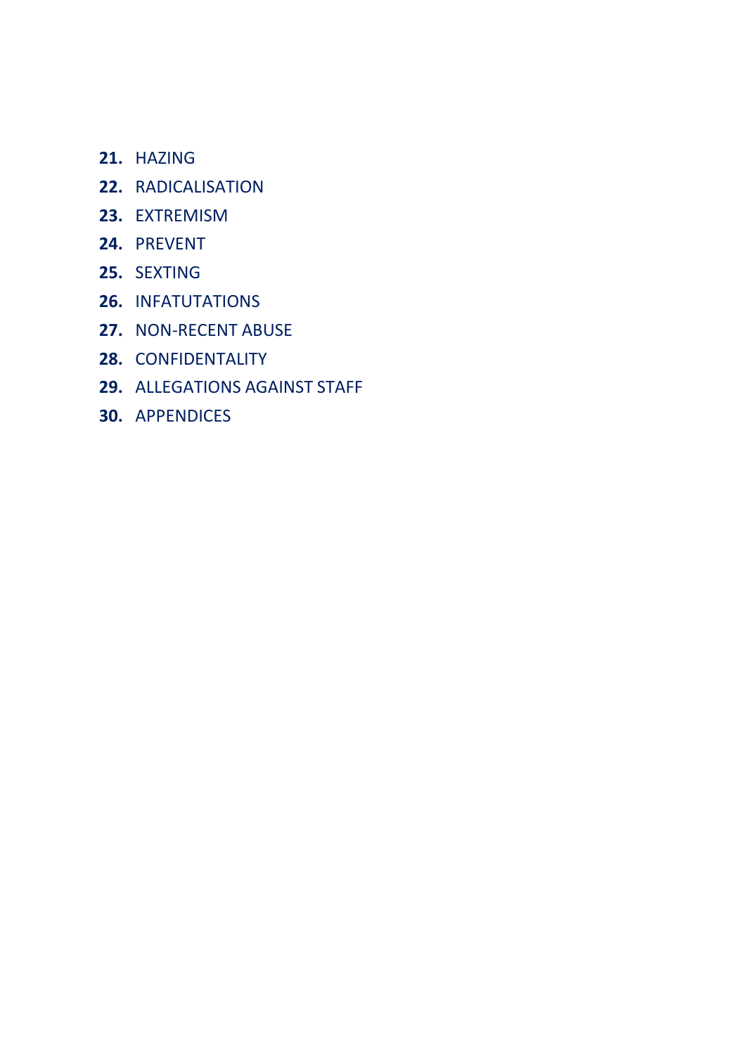21. HAZING
22. RADICALISATION
23. EXTREMISM
24. PREVENT
25. SEXTING
26. INFATUTATIONS
27. NON-RECENT ABUSE
28. CONFIDENTALITY
29. ALLEGATIONS AGAINST STAFF
30. APPENDICES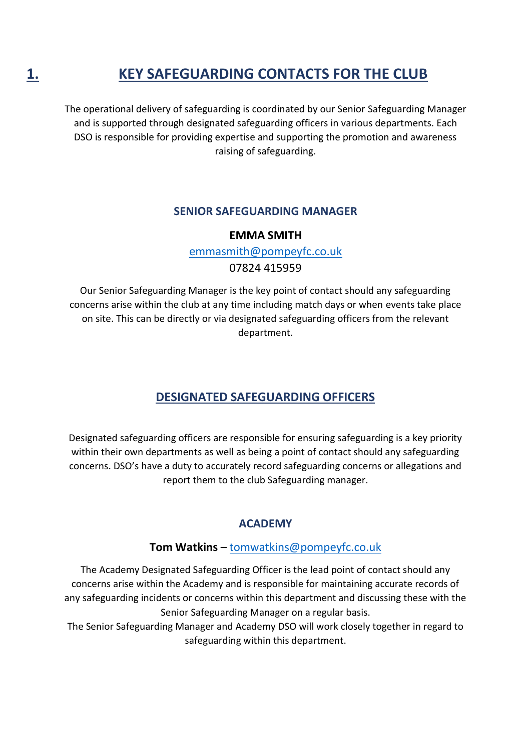# 1. KEY SAFEGUARDING CONTACTS FOR THE CLUB

The operational delivery of safeguarding is coordinated by our Senior Safeguarding Manager and is supported through designated safeguarding officers in various departments. Each DSO is responsible for providing expertise and supporting the promotion and awareness raising of safeguarding.

### SENIOR SAFEGUARDING MANAGER

**EMMA SMITH**

emmasmith@pompeyfc.co.uk

07824 415959

Our Senior Safeguarding Manager is the key point of contact should any safeguarding concerns arise within the club at any time including match days or when events take place on site. This can be directly or via designated safeguarding officers from the relevant department.

## DESIGNATED SAFEGUARDING OFFICERS

Designated safeguarding officers are responsible for ensuring safeguarding is a key priority within their own departments as well as being a point of contact should any safeguarding concerns. DSO's have a duty to accurately record safeguarding concerns or allegations and report them to the club Safeguarding manager.

### ACADEMY

**Tom Watkins** – tomwatkins@pompeyfc.co.uk

The Academy Designated Safeguarding Officer is the lead point of contact should any concerns arise within the Academy and is responsible for maintaining accurate records of any safeguarding incidents or concerns within this department and discussing these with the Senior Safeguarding Manager on a regular basis.

The Senior Safeguarding Manager and Academy DSO will work closely together in regard to safeguarding within this department.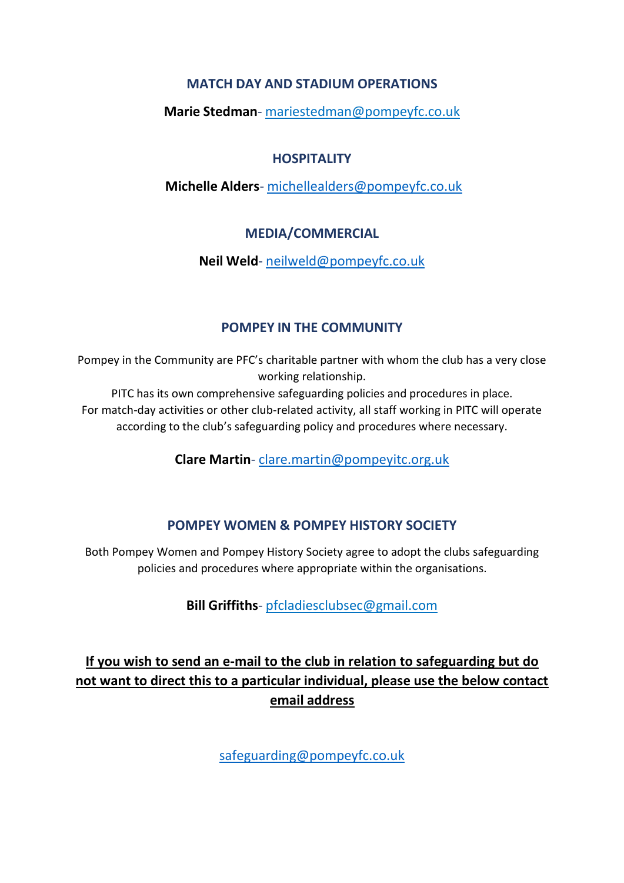## MATCH DAY AND STADIUM OPERATIONS

**Marie Stedman**- mariestedman@pompeyfc.co.uk

## HOSPITALITY

**Michelle Alders**- michellealders@pompeyfc.co.uk

## MEDIA/COMMERCIAL

**Neil Weld**- neilweld@pompeyfc.co.uk

## POMPEY IN THE COMMUNITY

Pompey in the Community are PFC's charitable partner with whom the club has a very close working relationship.
PITC has its own comprehensive safeguarding policies and procedures in place.
For match-day activities or other club-related activity, all staff working in PITC will operate according to the club's safeguarding policy and procedures where necessary.

**Clare Martin**- clare.martin@pompeyitc.org.uk

## POMPEY WOMEN & POMPEY HISTORY SOCIETY

Both Pompey Women and Pompey History Society agree to adopt the clubs safeguarding policies and procedures where appropriate within the organisations.

**Bill Griffiths**- pfcladiesclubsec@gmail.com

**<u>If you wish to send an e-mail to the club in relation to safeguarding but do not want to direct this to a particular individual, please use the below contact email address</u>**

safeguarding@pompeyfc.co.uk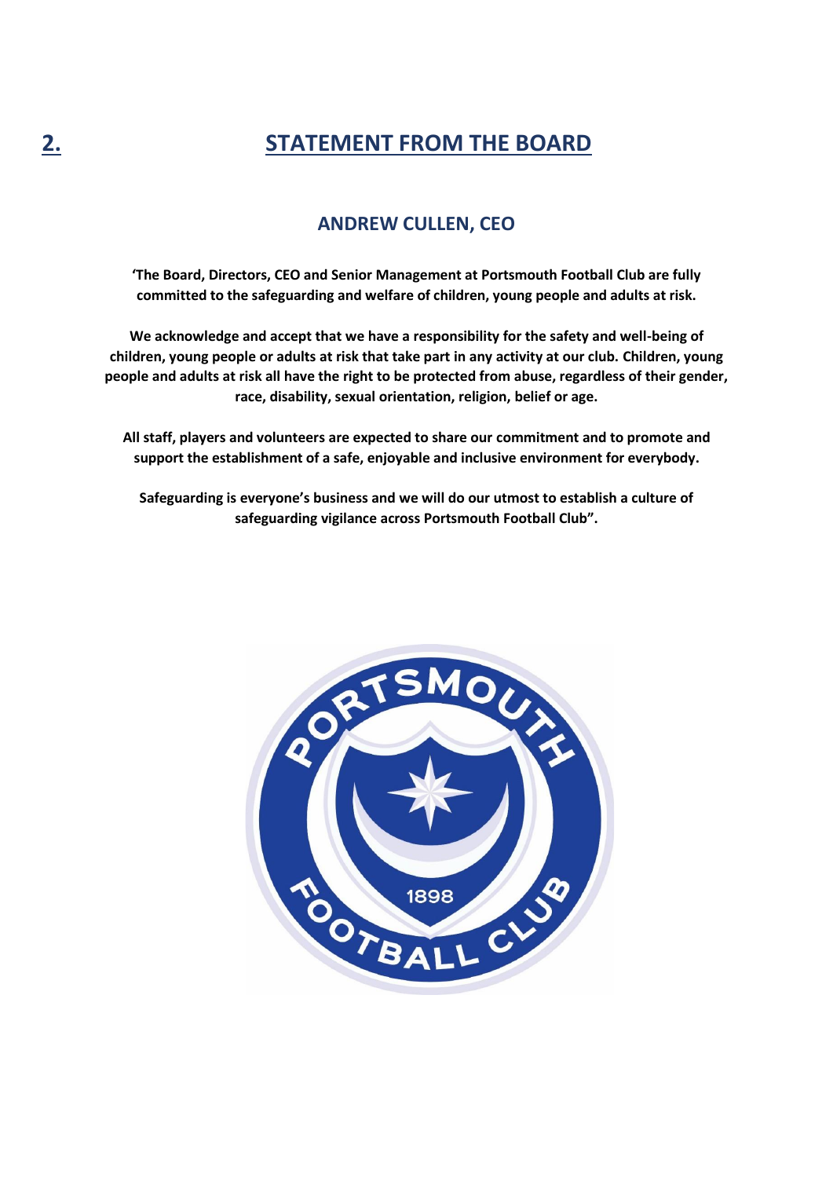## 2. STATEMENT FROM THE BOARD

### ANDREW CULLEN, CEO

**'The Board, Directors, CEO and Senior Management at Portsmouth Football Club are fully committed to the safeguarding and welfare of children, young people and adults at risk.**

**We acknowledge and accept that we have a responsibility for the safety and well-being of children, young people or adults at risk that take part in any activity at our club. Children, young people and adults at risk all have the right to be protected from abuse, regardless of their gender, race, disability, sexual orientation, religion, belief or age.**

**All staff, players and volunteers are expected to share our commitment and to promote and support the establishment of a safe, enjoyable and inclusive environment for everybody.**

**Safeguarding is everyone's business and we will do our utmost to establish a culture of safeguarding vigilance across Portsmouth Football Club".**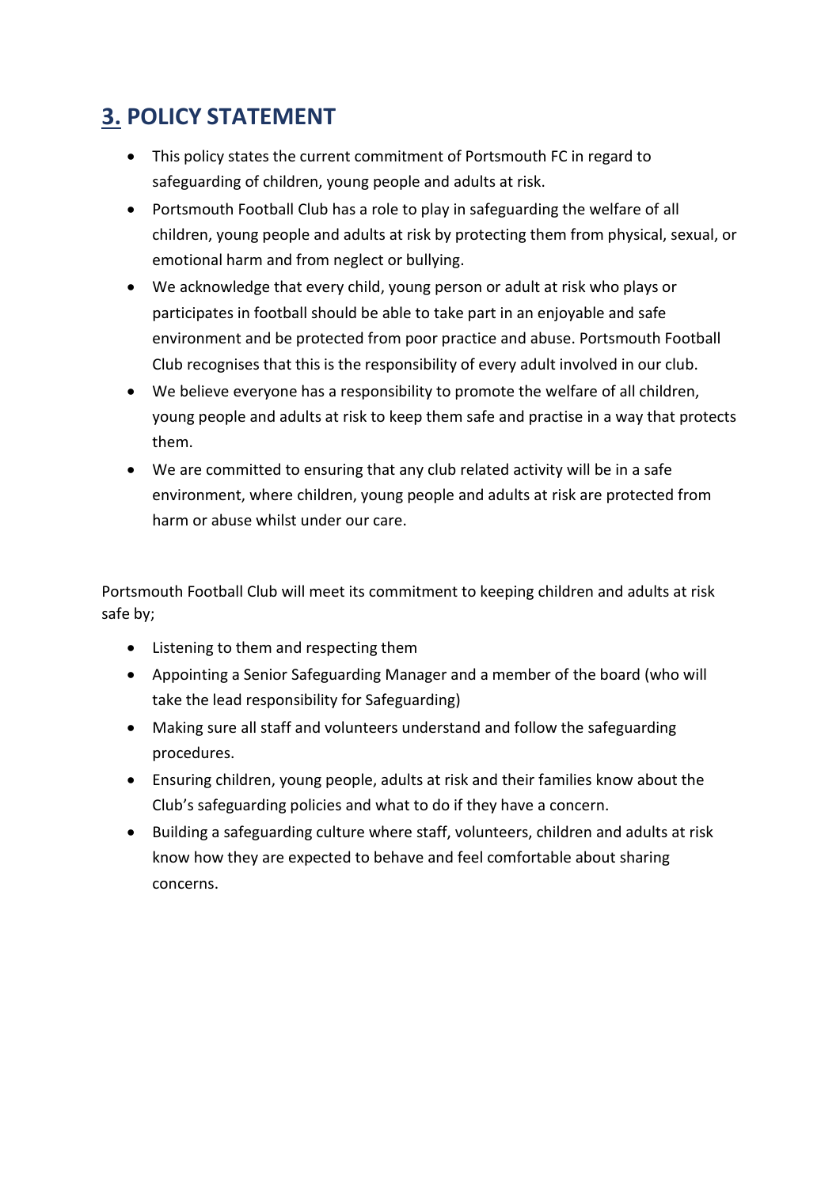## 3. POLICY STATEMENT

- This policy states the current commitment of Portsmouth FC in regard to safeguarding of children, young people and adults at risk.
- Portsmouth Football Club has a role to play in safeguarding the welfare of all children, young people and adults at risk by protecting them from physical, sexual, or emotional harm and from neglect or bullying.
- We acknowledge that every child, young person or adult at risk who plays or participates in football should be able to take part in an enjoyable and safe environment and be protected from poor practice and abuse. Portsmouth Football Club recognises that this is the responsibility of every adult involved in our club.
- We believe everyone has a responsibility to promote the welfare of all children, young people and adults at risk to keep them safe and practise in a way that protects them.
- We are committed to ensuring that any club related activity will be in a safe environment, where children, young people and adults at risk are protected from harm or abuse whilst under our care.

Portsmouth Football Club will meet its commitment to keeping children and adults at risk safe by;

- Listening to them and respecting them
- Appointing a Senior Safeguarding Manager and a member of the board (who will take the lead responsibility for Safeguarding)
- Making sure all staff and volunteers understand and follow the safeguarding procedures.
- Ensuring children, young people, adults at risk and their families know about the Club's safeguarding policies and what to do if they have a concern.
- Building a safeguarding culture where staff, volunteers, children and adults at risk know how they are expected to behave and feel comfortable about sharing concerns.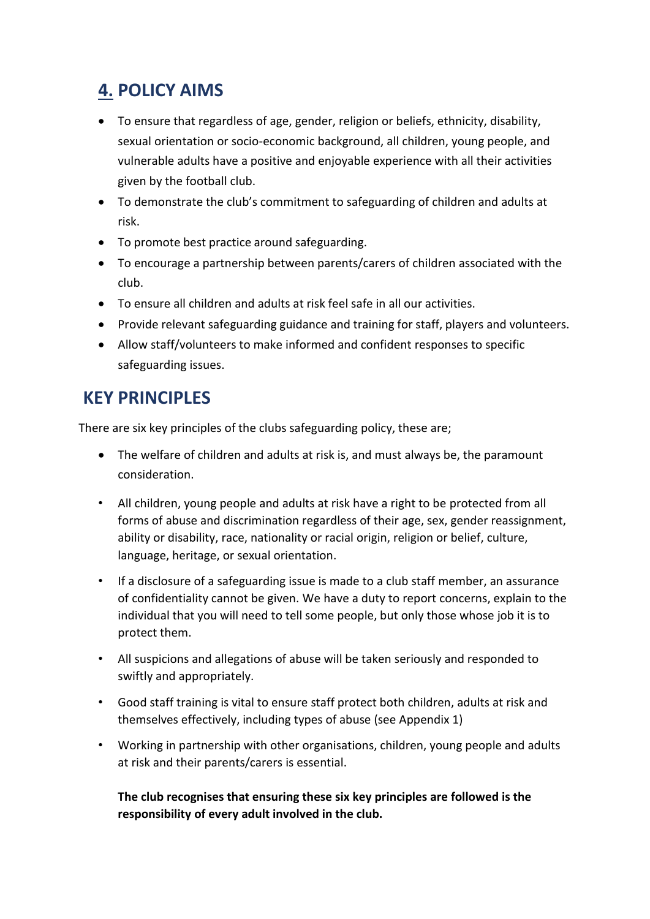## 4. POLICY AIMS

- To ensure that regardless of age, gender, religion or beliefs, ethnicity, disability, sexual orientation or socio-economic background, all children, young people, and vulnerable adults have a positive and enjoyable experience with all their activities given by the football club.
- To demonstrate the club's commitment to safeguarding of children and adults at risk.
- To promote best practice around safeguarding.
- To encourage a partnership between parents/carers of children associated with the club.
- To ensure all children and adults at risk feel safe in all our activities.
- Provide relevant safeguarding guidance and training for staff, players and volunteers.
- Allow staff/volunteers to make informed and confident responses to specific safeguarding issues.

## KEY PRINCIPLES

There are six key principles of the clubs safeguarding policy, these are;

- The welfare of children and adults at risk is, and must always be, the paramount consideration.
- All children, young people and adults at risk have a right to be protected from all forms of abuse and discrimination regardless of their age, sex, gender reassignment, ability or disability, race, nationality or racial origin, religion or belief, culture, language, heritage, or sexual orientation.
- If a disclosure of a safeguarding issue is made to a club staff member, an assurance of confidentiality cannot be given. We have a duty to report concerns, explain to the individual that you will need to tell some people, but only those whose job it is to protect them.
- All suspicions and allegations of abuse will be taken seriously and responded to swiftly and appropriately.
- Good staff training is vital to ensure staff protect both children, adults at risk and themselves effectively, including types of abuse (see Appendix 1)
- Working in partnership with other organisations, children, young people and adults at risk and their parents/carers is essential.

**The club recognises that ensuring these six key principles are followed is the responsibility of every adult involved in the club.**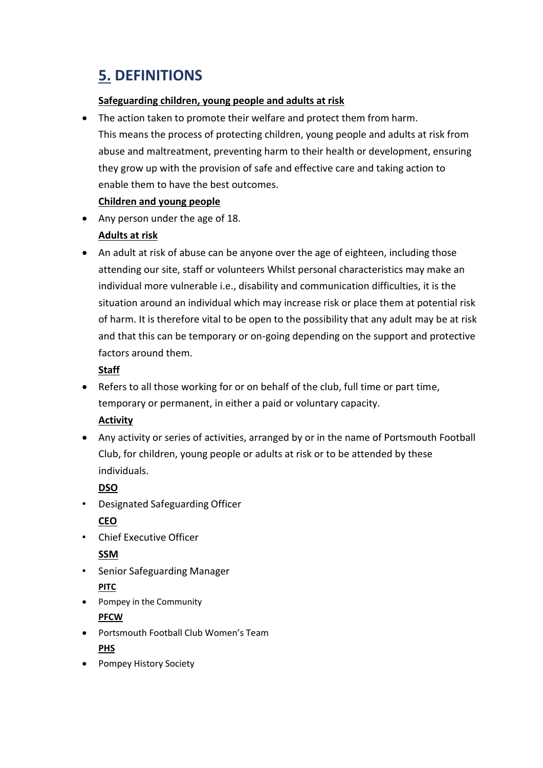## 5. DEFINITIONS

**Safeguarding children, young people and adults at risk**

- The action taken to promote their welfare and protect them from harm.
  This means the process of protecting children, young people and adults at risk from abuse and maltreatment, preventing harm to their health or development, ensuring they grow up with the provision of safe and effective care and taking action to enable them to have the best outcomes.

**Children and young people**

- Any person under the age of 18.

**Adults at risk**

- An adult at risk of abuse can be anyone over the age of eighteen, including those attending our site, staff or volunteers Whilst personal characteristics may make an individual more vulnerable i.e., disability and communication difficulties, it is the situation around an individual which may increase risk or place them at potential risk of harm. It is therefore vital to be open to the possibility that any adult may be at risk and that this can be temporary or on-going depending on the support and protective factors around them.

**Staff**

- Refers to all those working for or on behalf of the club, full time or part time, temporary or permanent, in either a paid or voluntary capacity.

**Activity**

- Any activity or series of activities, arranged by or in the name of Portsmouth Football Club, for children, young people or adults at risk or to be attended by these individuals.

**DSO**

- Designated Safeguarding Officer

**CEO**

- Chief Executive Officer

**SSM**

- Senior Safeguarding Manager

**PITC**

- Pompey in the Community

**PFCW**

- Portsmouth Football Club Women's Team

**PHS**

- Pompey History Society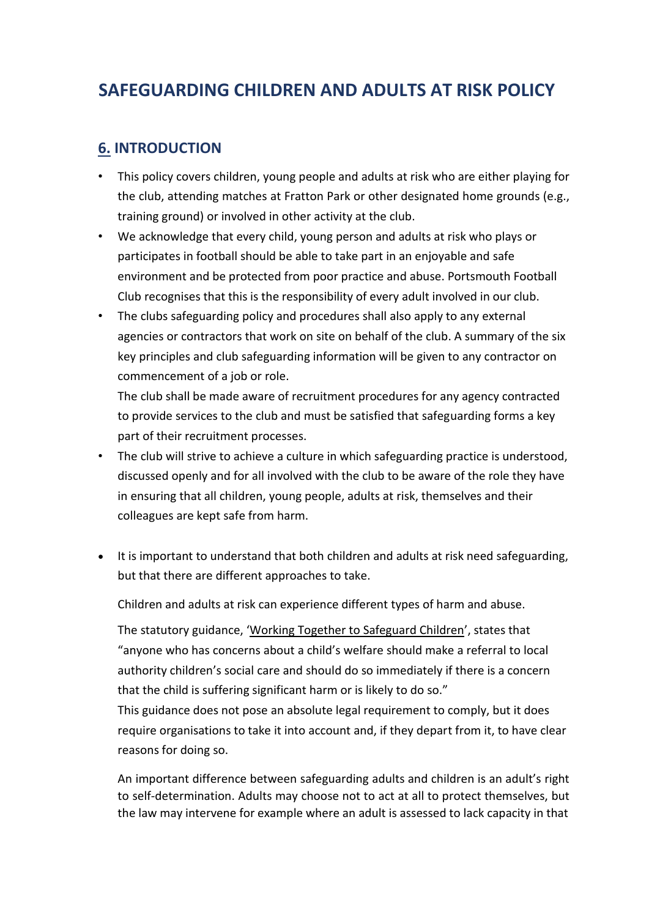# SAFEGUARDING CHILDREN AND ADULTS AT RISK POLICY

## 6. INTRODUCTION

- This policy covers children, young people and adults at risk who are either playing for the club, attending matches at Fratton Park or other designated home grounds (e.g., training ground) or involved in other activity at the club.
- We acknowledge that every child, young person and adults at risk who plays or participates in football should be able to take part in an enjoyable and safe environment and be protected from poor practice and abuse. Portsmouth Football Club recognises that this is the responsibility of every adult involved in our club.
- The clubs safeguarding policy and procedures shall also apply to any external agencies or contractors that work on site on behalf of the club. A summary of the six key principles and club safeguarding information will be given to any contractor on commencement of a job or role.

  The club shall be made aware of recruitment procedures for any agency contracted to provide services to the club and must be satisfied that safeguarding forms a key part of their recruitment processes.
- The club will strive to achieve a culture in which safeguarding practice is understood, discussed openly and for all involved with the club to be aware of the role they have in ensuring that all children, young people, adults at risk, themselves and their colleagues are kept safe from harm.

- It is important to understand that both children and adults at risk need safeguarding, but that there are different approaches to take.

  Children and adults at risk can experience different types of harm and abuse.

  The statutory guidance, 'Working Together to Safeguard Children', states that "anyone who has concerns about a child's welfare should make a referral to local authority children's social care and should do so immediately if there is a concern that the child is suffering significant harm or is likely to do so."

  This guidance does not pose an absolute legal requirement to comply, but it does require organisations to take it into account and, if they depart from it, to have clear reasons for doing so.

  An important difference between safeguarding adults and children is an adult's right to self-determination. Adults may choose not to act at all to protect themselves, but the law may intervene for example where an adult is assessed to lack capacity in that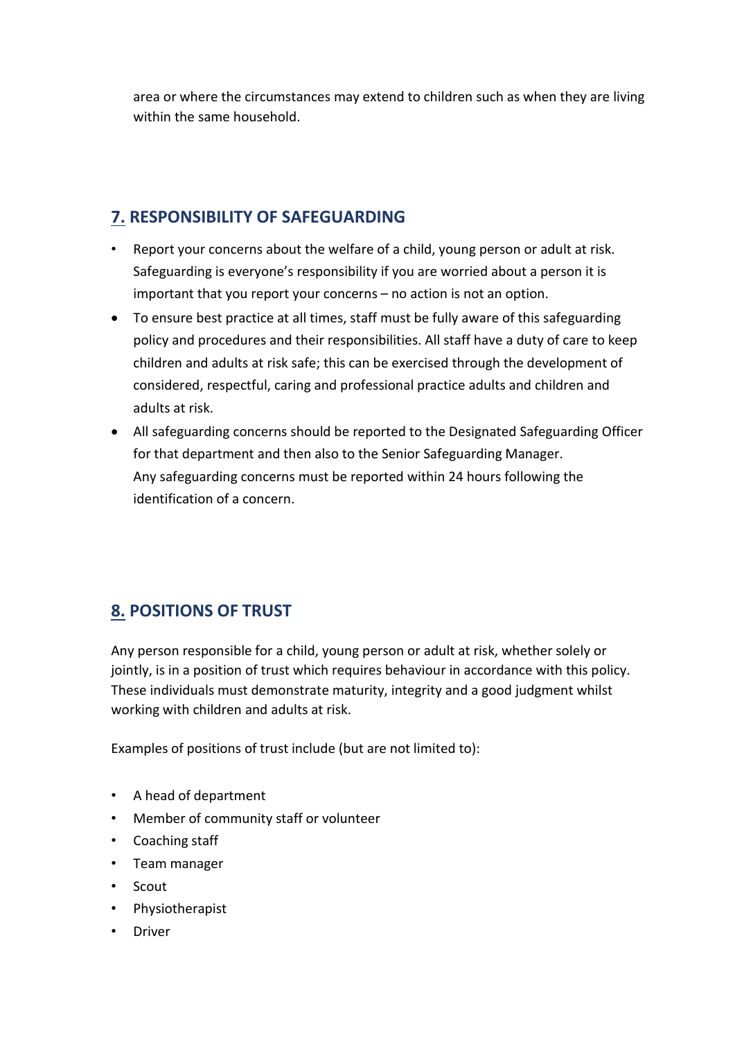area or where the circumstances may extend to children such as when they are living within the same household.

## 7. RESPONSIBILITY OF SAFEGUARDING

- Report your concerns about the welfare of a child, young person or adult at risk. Safeguarding is everyone's responsibility if you are worried about a person it is important that you report your concerns – no action is not an option.
- To ensure best practice at all times, staff must be fully aware of this safeguarding policy and procedures and their responsibilities. All staff have a duty of care to keep children and adults at risk safe; this can be exercised through the development of considered, respectful, caring and professional practice adults and children and adults at risk.
- All safeguarding concerns should be reported to the Designated Safeguarding Officer for that department and then also to the Senior Safeguarding Manager. Any safeguarding concerns must be reported within 24 hours following the identification of a concern.

## 8. POSITIONS OF TRUST

Any person responsible for a child, young person or adult at risk, whether solely or jointly, is in a position of trust which requires behaviour in accordance with this policy. These individuals must demonstrate maturity, integrity and a good judgment whilst working with children and adults at risk.

Examples of positions of trust include (but are not limited to):

- A head of department
- Member of community staff or volunteer
- Coaching staff
- Team manager
- Scout
- Physiotherapist
- Driver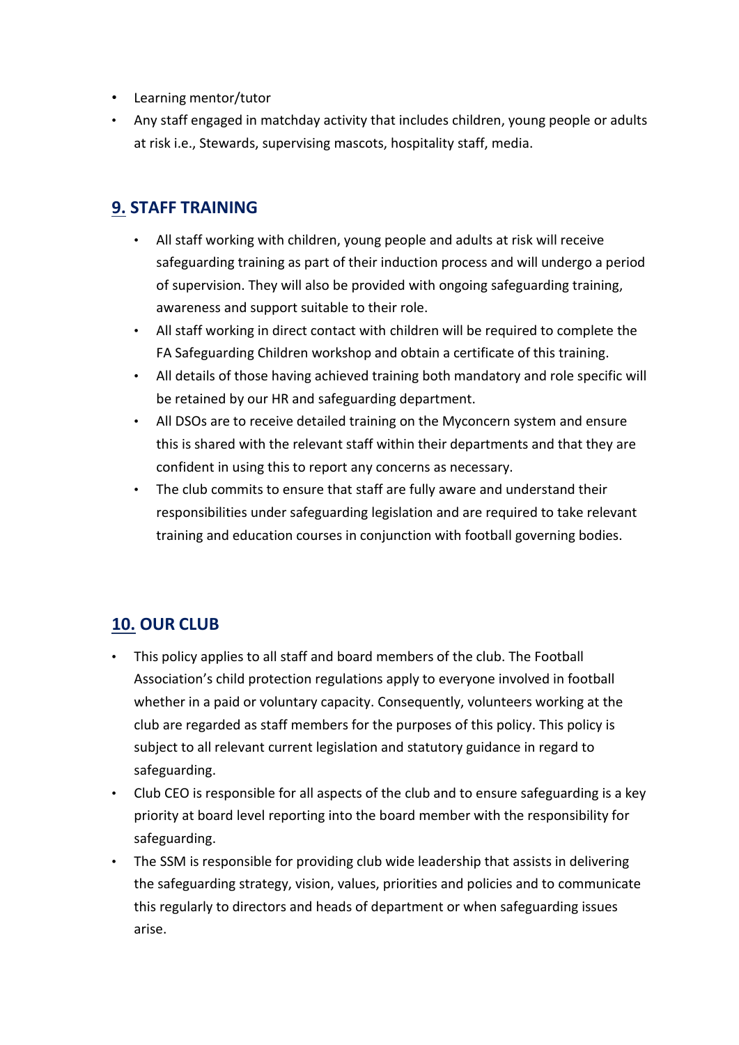- Learning mentor/tutor
- Any staff engaged in matchday activity that includes children, young people or adults at risk i.e., Stewards, supervising mascots, hospitality staff, media.

## 9. STAFF TRAINING

- All staff working with children, young people and adults at risk will receive safeguarding training as part of their induction process and will undergo a period of supervision. They will also be provided with ongoing safeguarding training, awareness and support suitable to their role.
- All staff working in direct contact with children will be required to complete the FA Safeguarding Children workshop and obtain a certificate of this training.
- All details of those having achieved training both mandatory and role specific will be retained by our HR and safeguarding department.
- All DSOs are to receive detailed training on the Myconcern system and ensure this is shared with the relevant staff within their departments and that they are confident in using this to report any concerns as necessary.
- The club commits to ensure that staff are fully aware and understand their responsibilities under safeguarding legislation and are required to take relevant training and education courses in conjunction with football governing bodies.

## 10. OUR CLUB

- This policy applies to all staff and board members of the club. The Football Association's child protection regulations apply to everyone involved in football whether in a paid or voluntary capacity. Consequently, volunteers working at the club are regarded as staff members for the purposes of this policy. This policy is subject to all relevant current legislation and statutory guidance in regard to safeguarding.
- Club CEO is responsible for all aspects of the club and to ensure safeguarding is a key priority at board level reporting into the board member with the responsibility for safeguarding.
- The SSM is responsible for providing club wide leadership that assists in delivering the safeguarding strategy, vision, values, priorities and policies and to communicate this regularly to directors and heads of department or when safeguarding issues arise.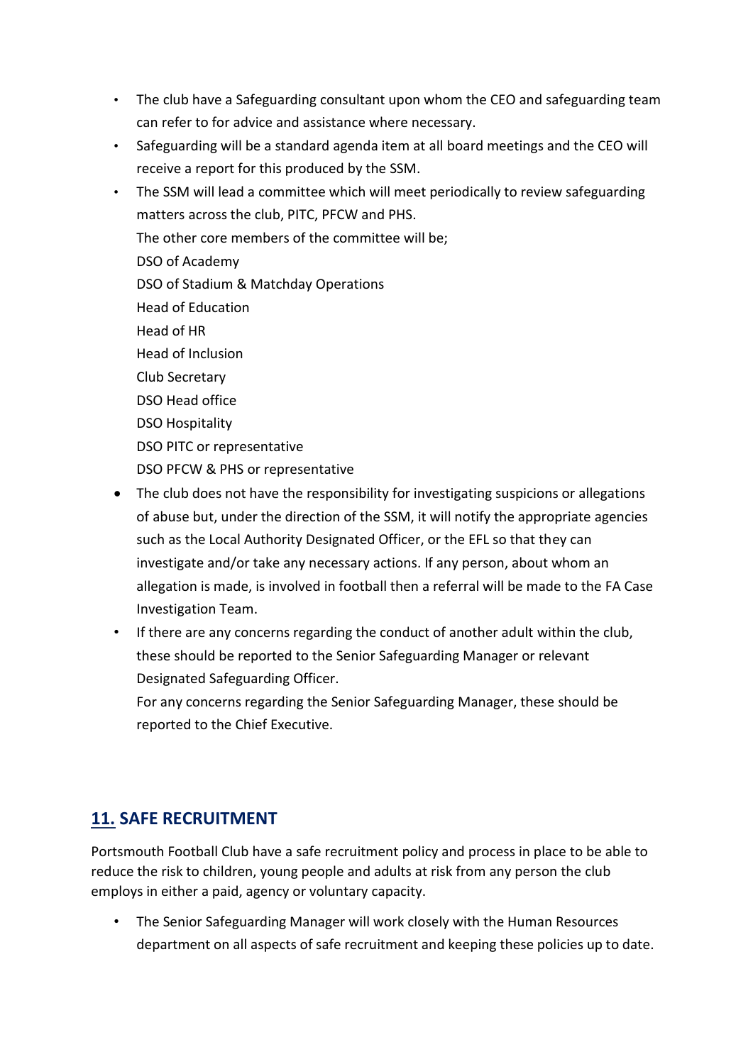- The club have a Safeguarding consultant upon whom the CEO and safeguarding team can refer to for advice and assistance where necessary.
- Safeguarding will be a standard agenda item at all board meetings and the CEO will receive a report for this produced by the SSM.
- The SSM will lead a committee which will meet periodically to review safeguarding matters across the club, PITC, PFCW and PHS.

  The other core members of the committee will be;

  DSO of Academy

  DSO of Stadium & Matchday Operations

  Head of Education

  Head of HR

  Head of Inclusion

  Club Secretary

  DSO Head office

  DSO Hospitality

  DSO PITC or representative

  DSO PFCW & PHS or representative
- The club does not have the responsibility for investigating suspicions or allegations of abuse but, under the direction of the SSM, it will notify the appropriate agencies such as the Local Authority Designated Officer, or the EFL so that they can investigate and/or take any necessary actions. If any person, about whom an allegation is made, is involved in football then a referral will be made to the FA Case Investigation Team.
- If there are any concerns regarding the conduct of another adult within the club, these should be reported to the Senior Safeguarding Manager or relevant Designated Safeguarding Officer.

  For any concerns regarding the Senior Safeguarding Manager, these should be reported to the Chief Executive.

## 11. SAFE RECRUITMENT

Portsmouth Football Club have a safe recruitment policy and process in place to be able to reduce the risk to children, young people and adults at risk from any person the club employs in either a paid, agency or voluntary capacity.

- The Senior Safeguarding Manager will work closely with the Human Resources department on all aspects of safe recruitment and keeping these policies up to date.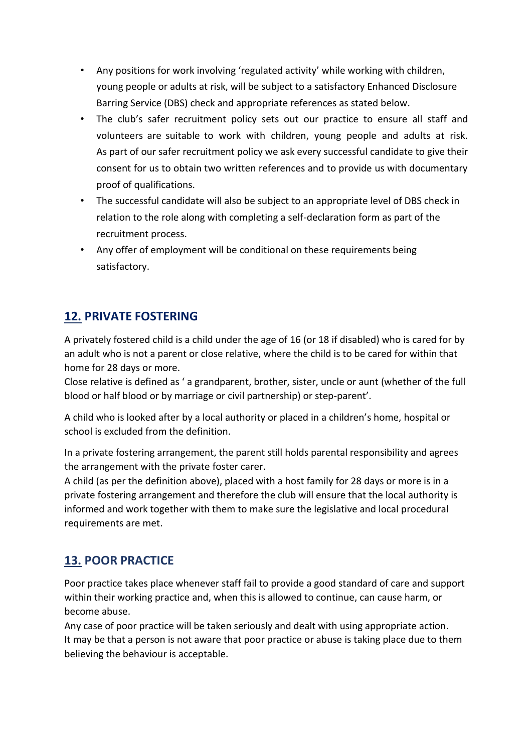- Any positions for work involving 'regulated activity' while working with children, young people or adults at risk, will be subject to a satisfactory Enhanced Disclosure Barring Service (DBS) check and appropriate references as stated below.
- The club's safer recruitment policy sets out our practice to ensure all staff and volunteers are suitable to work with children, young people and adults at risk. As part of our safer recruitment policy we ask every successful candidate to give their consent for us to obtain two written references and to provide us with documentary proof of qualifications.
- The successful candidate will also be subject to an appropriate level of DBS check in relation to the role along with completing a self-declaration form as part of the recruitment process.
- Any offer of employment will be conditional on these requirements being satisfactory.

## 12. PRIVATE FOSTERING

A privately fostered child is a child under the age of 16 (or 18 if disabled) who is cared for by an adult who is not a parent or close relative, where the child is to be cared for within that home for 28 days or more.
Close relative is defined as ' a grandparent, brother, sister, uncle or aunt (whether of the full blood or half blood or by marriage or civil partnership) or step-parent'.

A child who is looked after by a local authority or placed in a children's home, hospital or school is excluded from the definition.

In a private fostering arrangement, the parent still holds parental responsibility and agrees the arrangement with the private foster carer.
A child (as per the definition above), placed with a host family for 28 days or more is in a private fostering arrangement and therefore the club will ensure that the local authority is informed and work together with them to make sure the legislative and local procedural requirements are met.

## 13. POOR PRACTICE

Poor practice takes place whenever staff fail to provide a good standard of care and support within their working practice and, when this is allowed to continue, can cause harm, or become abuse.
Any case of poor practice will be taken seriously and dealt with using appropriate action.
It may be that a person is not aware that poor practice or abuse is taking place due to them believing the behaviour is acceptable.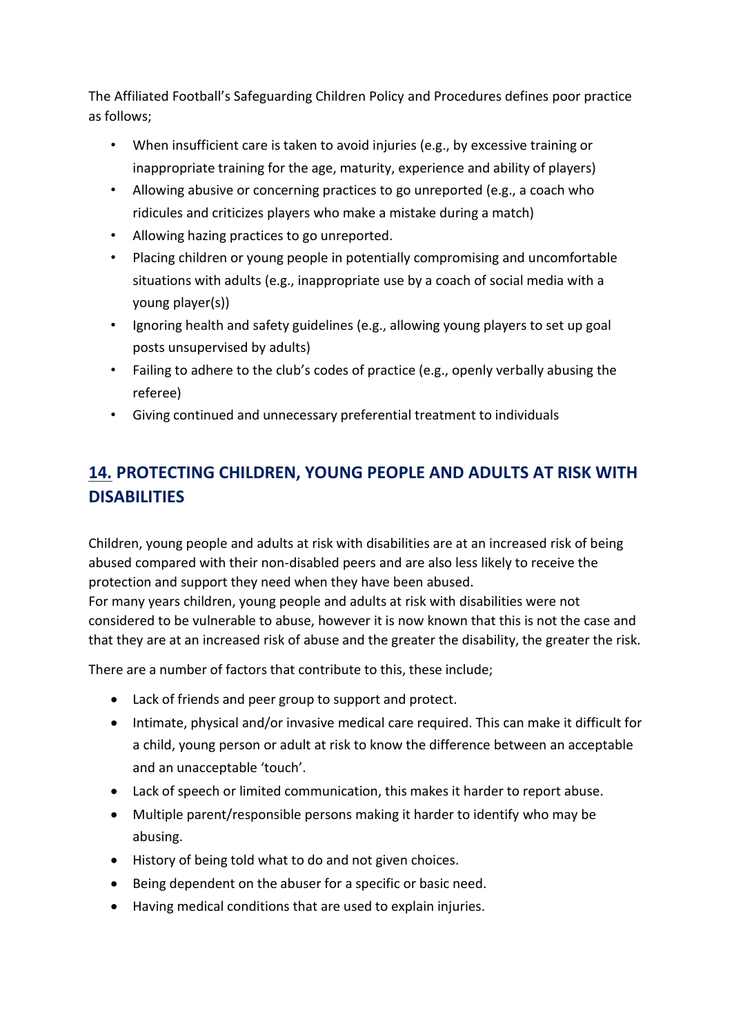The Affiliated Football's Safeguarding Children Policy and Procedures defines poor practice as follows;

- When insufficient care is taken to avoid injuries (e.g., by excessive training or inappropriate training for the age, maturity, experience and ability of players)
- Allowing abusive or concerning practices to go unreported (e.g., a coach who ridicules and criticizes players who make a mistake during a match)
- Allowing hazing practices to go unreported.
- Placing children or young people in potentially compromising and uncomfortable situations with adults (e.g., inappropriate use by a coach of social media with a young player(s))
- Ignoring health and safety guidelines (e.g., allowing young players to set up goal posts unsupervised by adults)
- Failing to adhere to the club's codes of practice (e.g., openly verbally abusing the referee)
- Giving continued and unnecessary preferential treatment to individuals

## 14. PROTECTING CHILDREN, YOUNG PEOPLE AND ADULTS AT RISK WITH DISABILITIES

Children, young people and adults at risk with disabilities are at an increased risk of being abused compared with their non-disabled peers and are also less likely to receive the protection and support they need when they have been abused.
For many years children, young people and adults at risk with disabilities were not considered to be vulnerable to abuse, however it is now known that this is not the case and that they are at an increased risk of abuse and the greater the disability, the greater the risk.

There are a number of factors that contribute to this, these include;

- Lack of friends and peer group to support and protect.
- Intimate, physical and/or invasive medical care required. This can make it difficult for a child, young person or adult at risk to know the difference between an acceptable and an unacceptable 'touch'.
- Lack of speech or limited communication, this makes it harder to report abuse.
- Multiple parent/responsible persons making it harder to identify who may be abusing.
- History of being told what to do and not given choices.
- Being dependent on the abuser for a specific or basic need.
- Having medical conditions that are used to explain injuries.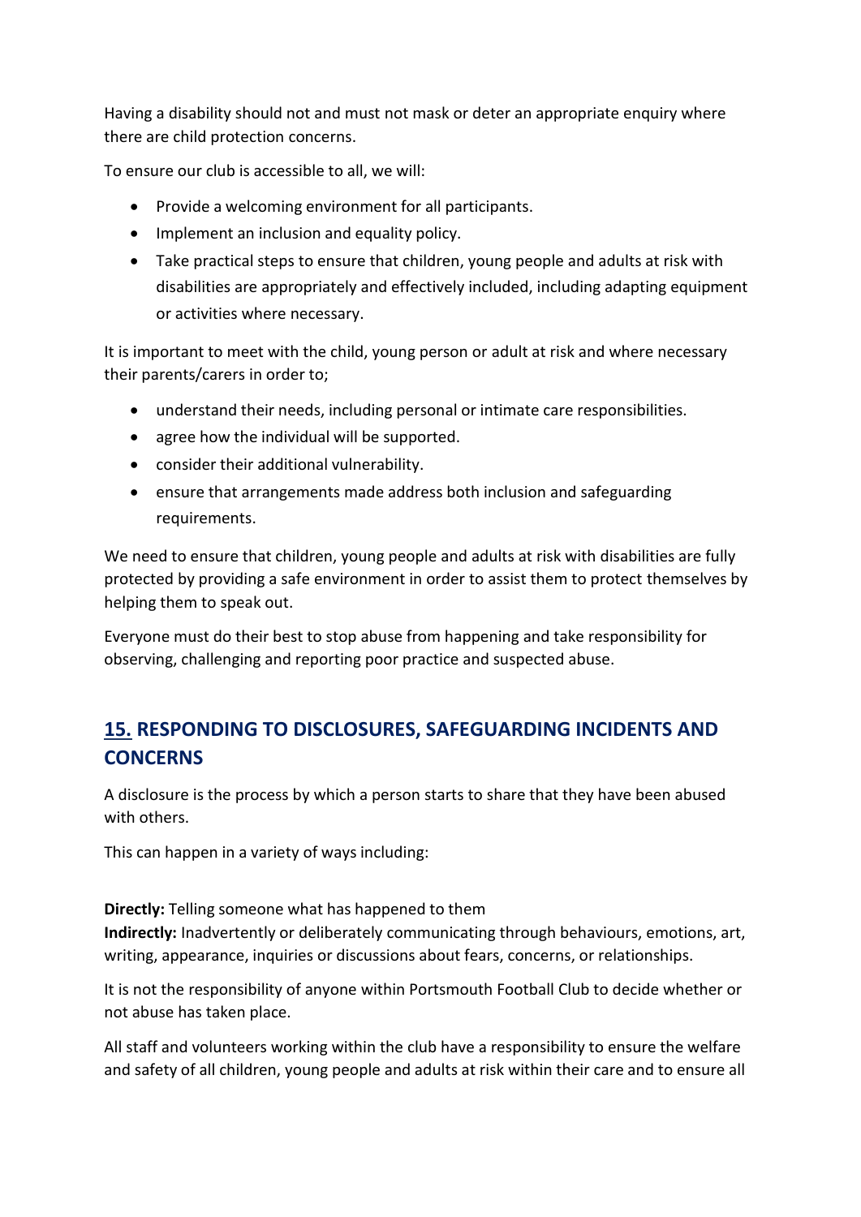Having a disability should not and must not mask or deter an appropriate enquiry where there are child protection concerns.

To ensure our club is accessible to all, we will:

- Provide a welcoming environment for all participants.
- Implement an inclusion and equality policy.
- Take practical steps to ensure that children, young people and adults at risk with disabilities are appropriately and effectively included, including adapting equipment or activities where necessary.

It is important to meet with the child, young person or adult at risk and where necessary their parents/carers in order to;

- understand their needs, including personal or intimate care responsibilities.
- agree how the individual will be supported.
- consider their additional vulnerability.
- ensure that arrangements made address both inclusion and safeguarding requirements.

We need to ensure that children, young people and adults at risk with disabilities are fully protected by providing a safe environment in order to assist them to protect themselves by helping them to speak out.

Everyone must do their best to stop abuse from happening and take responsibility for observing, challenging and reporting poor practice and suspected abuse.

## 15. RESPONDING TO DISCLOSURES, SAFEGUARDING INCIDENTS AND CONCERNS

A disclosure is the process by which a person starts to share that they have been abused with others.

This can happen in a variety of ways including:

**Directly:** Telling someone what has happened to them
**Indirectly:** Inadvertently or deliberately communicating through behaviours, emotions, art, writing, appearance, inquiries or discussions about fears, concerns, or relationships.

It is not the responsibility of anyone within Portsmouth Football Club to decide whether or not abuse has taken place.

All staff and volunteers working within the club have a responsibility to ensure the welfare and safety of all children, young people and adults at risk within their care and to ensure all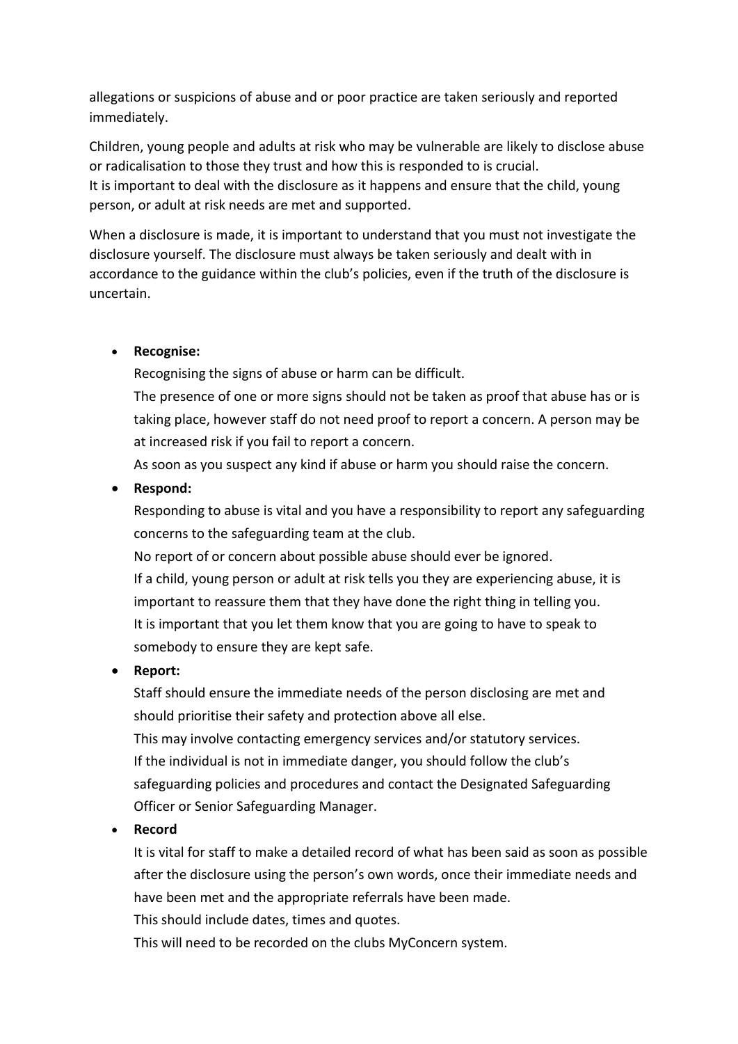allegations or suspicions of abuse and or poor practice are taken seriously and reported immediately.

Children, young people and adults at risk who may be vulnerable are likely to disclose abuse or radicalisation to those they trust and how this is responded to is crucial.
It is important to deal with the disclosure as it happens and ensure that the child, young person, or adult at risk needs are met and supported.

When a disclosure is made, it is important to understand that you must not investigate the disclosure yourself. The disclosure must always be taken seriously and dealt with in accordance to the guidance within the club's policies, even if the truth of the disclosure is uncertain.

- **Recognise:**
  Recognising the signs of abuse or harm can be difficult.
  The presence of one or more signs should not be taken as proof that abuse has or is taking place, however staff do not need proof to report a concern. A person may be at increased risk if you fail to report a concern.
  As soon as you suspect any kind if abuse or harm you should raise the concern.
- **Respond:**
  Responding to abuse is vital and you have a responsibility to report any safeguarding concerns to the safeguarding team at the club.
  No report of or concern about possible abuse should ever be ignored.
  If a child, young person or adult at risk tells you they are experiencing abuse, it is important to reassure them that they have done the right thing in telling you.
  It is important that you let them know that you are going to have to speak to somebody to ensure they are kept safe.
- **Report:**
  Staff should ensure the immediate needs of the person disclosing are met and should prioritise their safety and protection above all else.
  This may involve contacting emergency services and/or statutory services.
  If the individual is not in immediate danger, you should follow the club's safeguarding policies and procedures and contact the Designated Safeguarding Officer or Senior Safeguarding Manager.
- **Record**
  It is vital for staff to make a detailed record of what has been said as soon as possible after the disclosure using the person's own words, once their immediate needs and have been met and the appropriate referrals have been made.
  This should include dates, times and quotes.
  This will need to be recorded on the clubs MyConcern system.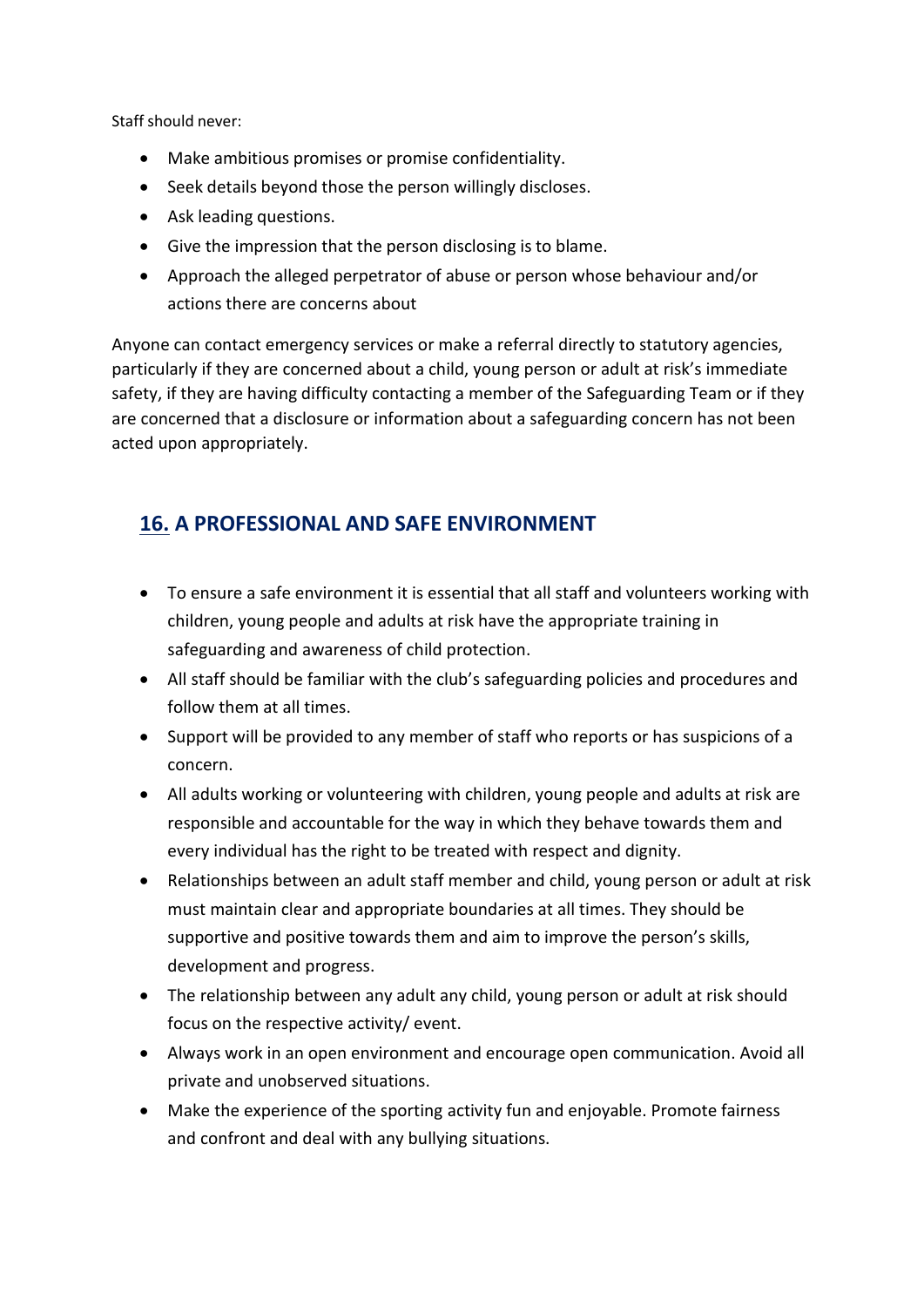Staff should never:

- Make ambitious promises or promise confidentiality.
- Seek details beyond those the person willingly discloses.
- Ask leading questions.
- Give the impression that the person disclosing is to blame.
- Approach the alleged perpetrator of abuse or person whose behaviour and/or actions there are concerns about

Anyone can contact emergency services or make a referral directly to statutory agencies, particularly if they are concerned about a child, young person or adult at risk's immediate safety, if they are having difficulty contacting a member of the Safeguarding Team or if they are concerned that a disclosure or information about a safeguarding concern has not been acted upon appropriately.

## 16. A PROFESSIONAL AND SAFE ENVIRONMENT

- To ensure a safe environment it is essential that all staff and volunteers working with children, young people and adults at risk have the appropriate training in safeguarding and awareness of child protection.
- All staff should be familiar with the club's safeguarding policies and procedures and follow them at all times.
- Support will be provided to any member of staff who reports or has suspicions of a concern.
- All adults working or volunteering with children, young people and adults at risk are responsible and accountable for the way in which they behave towards them and every individual has the right to be treated with respect and dignity.
- Relationships between an adult staff member and child, young person or adult at risk must maintain clear and appropriate boundaries at all times. They should be supportive and positive towards them and aim to improve the person's skills, development and progress.
- The relationship between any adult any child, young person or adult at risk should focus on the respective activity/ event.
- Always work in an open environment and encourage open communication. Avoid all private and unobserved situations.
- Make the experience of the sporting activity fun and enjoyable. Promote fairness and confront and deal with any bullying situations.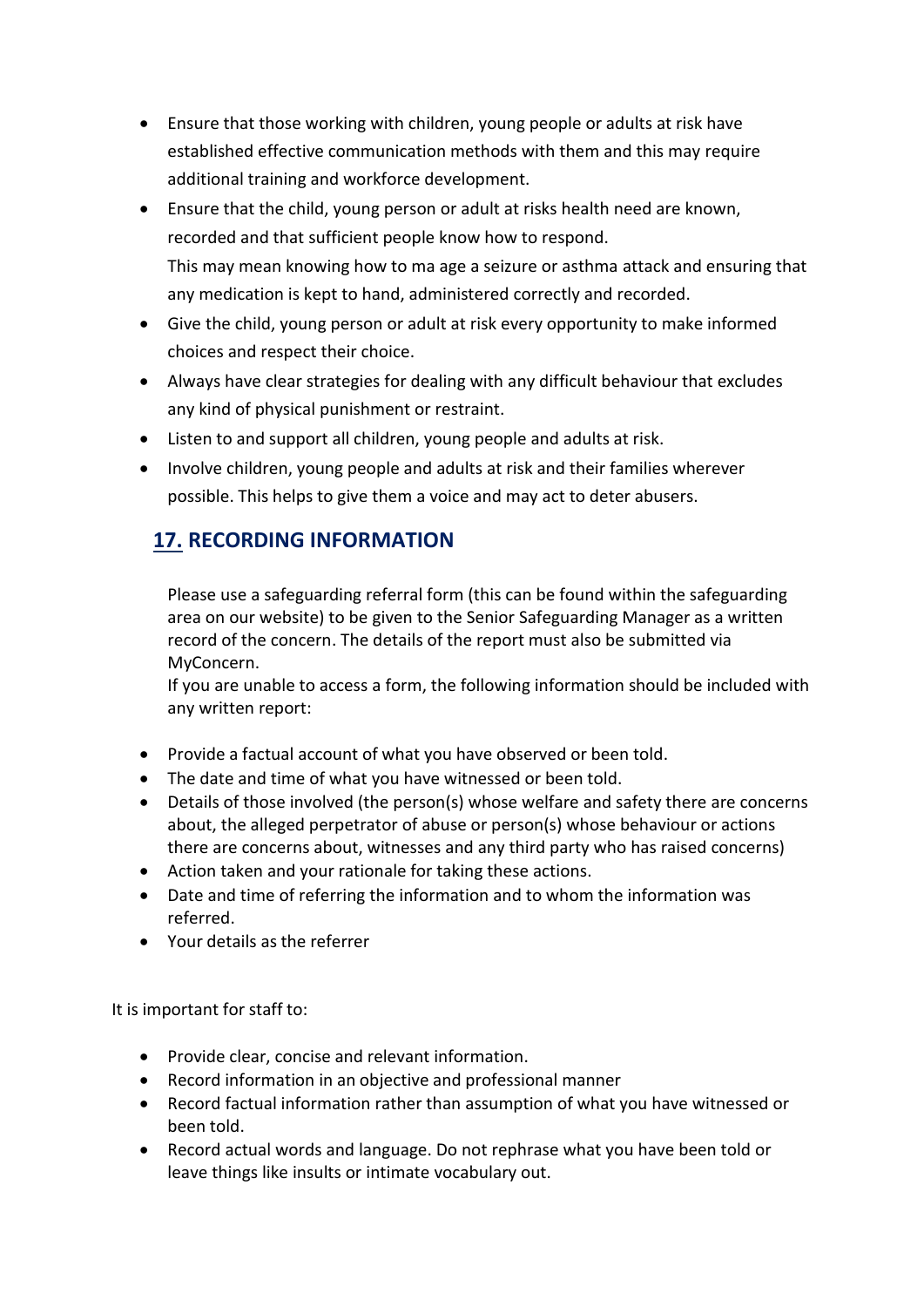- Ensure that those working with children, young people or adults at risk have established effective communication methods with them and this may require additional training and workforce development.
- Ensure that the child, young person or adult at risks health need are known, recorded and that sufficient people know how to respond.
  This may mean knowing how to ma age a seizure or asthma attack and ensuring that any medication is kept to hand, administered correctly and recorded.
- Give the child, young person or adult at risk every opportunity to make informed choices and respect their choice.
- Always have clear strategies for dealing with any difficult behaviour that excludes any kind of physical punishment or restraint.
- Listen to and support all children, young people and adults at risk.
- Involve children, young people and adults at risk and their families wherever possible. This helps to give them a voice and may act to deter abusers.

## 17. RECORDING INFORMATION

Please use a safeguarding referral form (this can be found within the safeguarding area on our website) to be given to the Senior Safeguarding Manager as a written record of the concern. The details of the report must also be submitted via MyConcern.
If you are unable to access a form, the following information should be included with any written report:

- Provide a factual account of what you have observed or been told.
- The date and time of what you have witnessed or been told.
- Details of those involved (the person(s) whose welfare and safety there are concerns about, the alleged perpetrator of abuse or person(s) whose behaviour or actions there are concerns about, witnesses and any third party who has raised concerns)
- Action taken and your rationale for taking these actions.
- Date and time of referring the information and to whom the information was referred.
- Your details as the referrer

It is important for staff to:

- Provide clear, concise and relevant information.
- Record information in an objective and professional manner
- Record factual information rather than assumption of what you have witnessed or been told.
- Record actual words and language. Do not rephrase what you have been told or leave things like insults or intimate vocabulary out.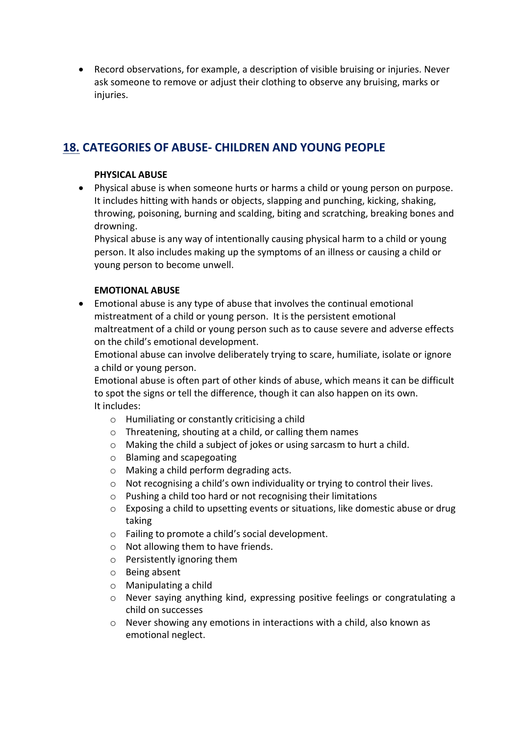- Record observations, for example, a description of visible bruising or injuries. Never ask someone to remove or adjust their clothing to observe any bruising, marks or injuries.

## 18. CATEGORIES OF ABUSE- CHILDREN AND YOUNG PEOPLE

**PHYSICAL ABUSE**

- Physical abuse is when someone hurts or harms a child or young person on purpose. It includes hitting with hands or objects, slapping and punching, kicking, shaking, throwing, poisoning, burning and scalding, biting and scratching, breaking bones and drowning.
  Physical abuse is any way of intentionally causing physical harm to a child or young person. It also includes making up the symptoms of an illness or causing a child or young person to become unwell.

**EMOTIONAL ABUSE**

- Emotional abuse is any type of abuse that involves the continual emotional mistreatment of a child or young person. It is the persistent emotional maltreatment of a child or young person such as to cause severe and adverse effects on the child's emotional development.
  Emotional abuse can involve deliberately trying to scare, humiliate, isolate or ignore a child or young person.
  Emotional abuse is often part of other kinds of abuse, which means it can be difficult to spot the signs or tell the difference, though it can also happen on its own.
  It includes:
  - Humiliating or constantly criticising a child
  - Threatening, shouting at a child, or calling them names
  - Making the child a subject of jokes or using sarcasm to hurt a child.
  - Blaming and scapegoating
  - Making a child perform degrading acts.
  - Not recognising a child's own individuality or trying to control their lives.
  - Pushing a child too hard or not recognising their limitations
  - Exposing a child to upsetting events or situations, like domestic abuse or drug taking
  - Failing to promote a child's social development.
  - Not allowing them to have friends.
  - Persistently ignoring them
  - Being absent
  - Manipulating a child
  - Never saying anything kind, expressing positive feelings or congratulating a child on successes
  - Never showing any emotions in interactions with a child, also known as emotional neglect.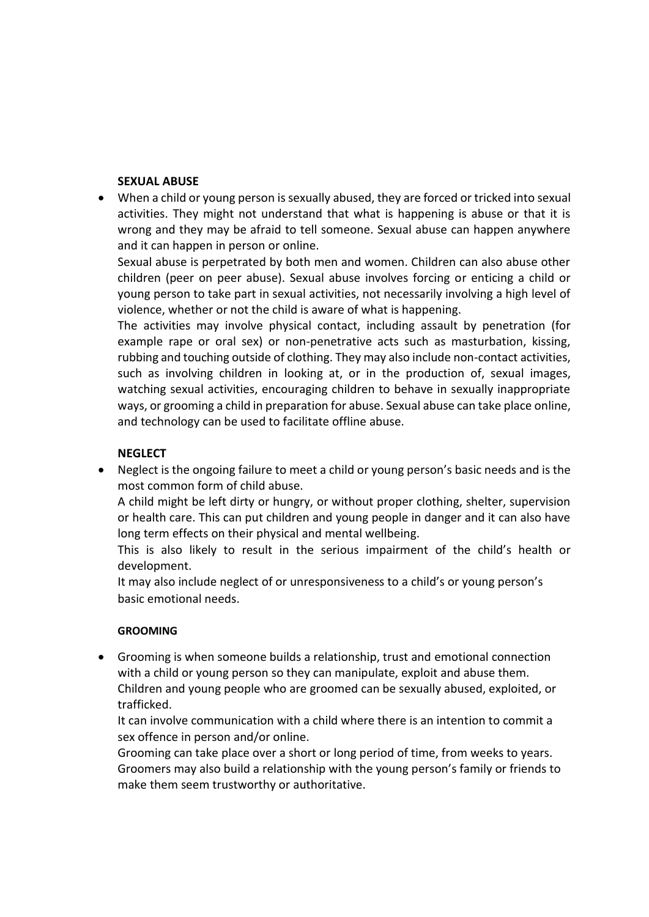**SEXUAL ABUSE**

- When a child or young person is sexually abused, they are forced or tricked into sexual activities. They might not understand that what is happening is abuse or that it is wrong and they may be afraid to tell someone. Sexual abuse can happen anywhere and it can happen in person or online.

  Sexual abuse is perpetrated by both men and women. Children can also abuse other children (peer on peer abuse). Sexual abuse involves forcing or enticing a child or young person to take part in sexual activities, not necessarily involving a high level of violence, whether or not the child is aware of what is happening.

  The activities may involve physical contact, including assault by penetration (for example rape or oral sex) or non-penetrative acts such as masturbation, kissing, rubbing and touching outside of clothing. They may also include non-contact activities, such as involving children in looking at, or in the production of, sexual images, watching sexual activities, encouraging children to behave in sexually inappropriate ways, or grooming a child in preparation for abuse. Sexual abuse can take place online, and technology can be used to facilitate offline abuse.

**NEGLECT**

- Neglect is the ongoing failure to meet a child or young person's basic needs and is the most common form of child abuse.

  A child might be left dirty or hungry, or without proper clothing, shelter, supervision or health care. This can put children and young people in danger and it can also have long term effects on their physical and mental wellbeing.

  This is also likely to result in the serious impairment of the child's health or development.

  It may also include neglect of or unresponsiveness to a child's or young person's basic emotional needs.

**GROOMING**

- Grooming is when someone builds a relationship, trust and emotional connection with a child or young person so they can manipulate, exploit and abuse them. Children and young people who are groomed can be sexually abused, exploited, or trafficked.

  It can involve communication with a child where there is an intention to commit a sex offence in person and/or online.

  Grooming can take place over a short or long period of time, from weeks to years. Groomers may also build a relationship with the young person's family or friends to make them seem trustworthy or authoritative.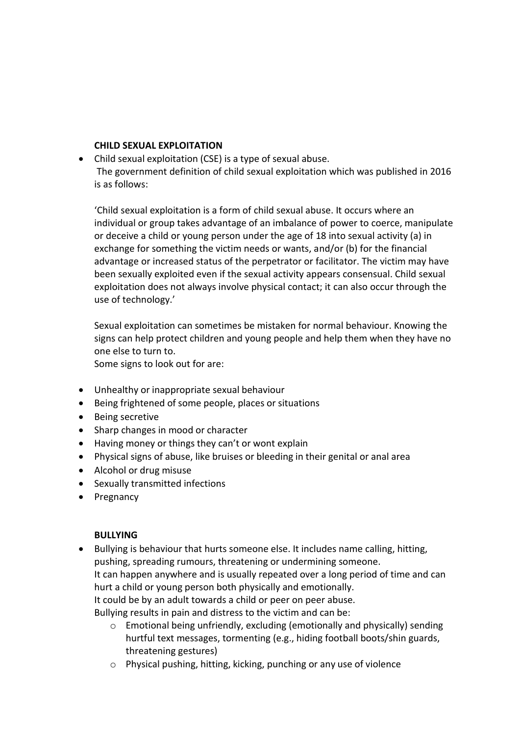**CHILD SEXUAL EXPLOITATION**

- Child sexual exploitation (CSE) is a type of sexual abuse.
  The government definition of child sexual exploitation which was published in 2016 is as follows:

  'Child sexual exploitation is a form of child sexual abuse. It occurs where an individual or group takes advantage of an imbalance of power to coerce, manipulate or deceive a child or young person under the age of 18 into sexual activity (a) in exchange for something the victim needs or wants, and/or (b) for the financial advantage or increased status of the perpetrator or facilitator. The victim may have been sexually exploited even if the sexual activity appears consensual. Child sexual exploitation does not always involve physical contact; it can also occur through the use of technology.'

  Sexual exploitation can sometimes be mistaken for normal behaviour. Knowing the signs can help protect children and young people and help them when they have no one else to turn to.
  Some signs to look out for are:

- Unhealthy or inappropriate sexual behaviour
- Being frightened of some people, places or situations
- Being secretive
- Sharp changes in mood or character
- Having money or things they can't or wont explain
- Physical signs of abuse, like bruises or bleeding in their genital or anal area
- Alcohol or drug misuse
- Sexually transmitted infections
- Pregnancy

**BULLYING**

- Bullying is behaviour that hurts someone else. It includes name calling, hitting, pushing, spreading rumours, threatening or undermining someone.
  It can happen anywhere and is usually repeated over a long period of time and can hurt a child or young person both physically and emotionally.
  It could be by an adult towards a child or peer on peer abuse.
  Bullying results in pain and distress to the victim and can be:
  - Emotional being unfriendly, excluding (emotionally and physically) sending hurtful text messages, tormenting (e.g., hiding football boots/shin guards, threatening gestures)
  - Physical pushing, hitting, kicking, punching or any use of violence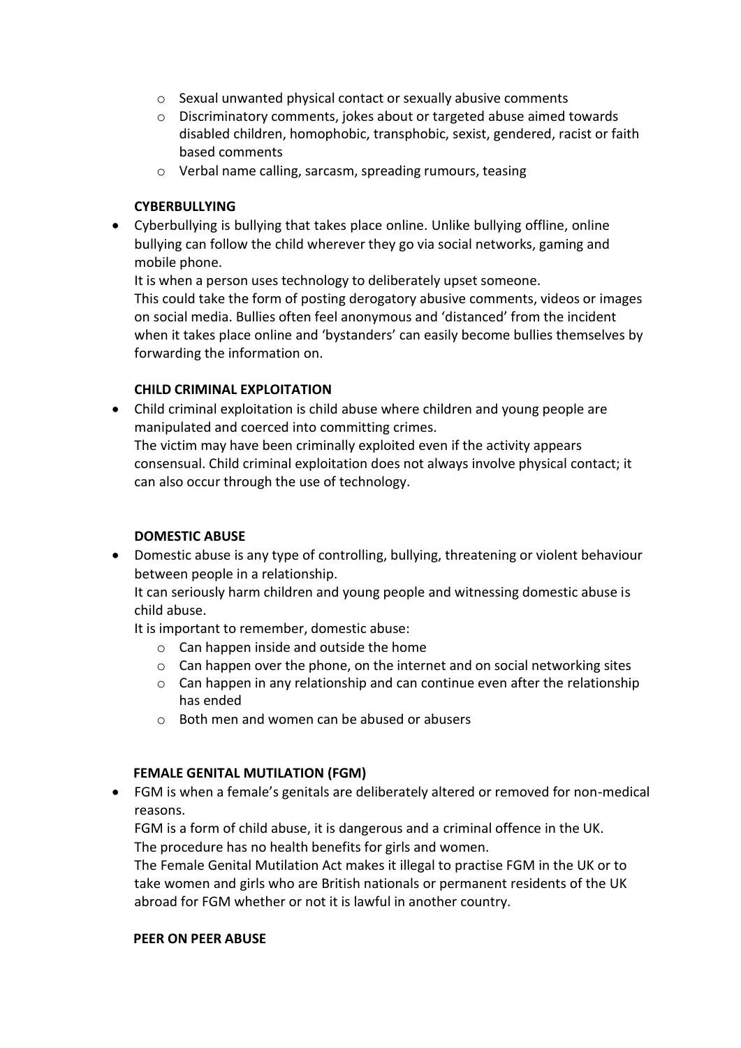- Sexual unwanted physical contact or sexually abusive comments
  - Discriminatory comments, jokes about or targeted abuse aimed towards disabled children, homophobic, transphobic, sexist, gendered, racist or faith based comments
  - Verbal name calling, sarcasm, spreading rumours, teasing

**CYBERBULLYING**

- Cyberbullying is bullying that takes place online. Unlike bullying offline, online bullying can follow the child wherever they go via social networks, gaming and mobile phone.
  It is when a person uses technology to deliberately upset someone.
  This could take the form of posting derogatory abusive comments, videos or images on social media. Bullies often feel anonymous and 'distanced' from the incident when it takes place online and 'bystanders' can easily become bullies themselves by forwarding the information on.

**CHILD CRIMINAL EXPLOITATION**

- Child criminal exploitation is child abuse where children and young people are manipulated and coerced into committing crimes.
  The victim may have been criminally exploited even if the activity appears consensual. Child criminal exploitation does not always involve physical contact; it can also occur through the use of technology.

**DOMESTIC ABUSE**

- Domestic abuse is any type of controlling, bullying, threatening or violent behaviour between people in a relationship.
  It can seriously harm children and young people and witnessing domestic abuse is child abuse.
  It is important to remember, domestic abuse:
  - Can happen inside and outside the home
  - Can happen over the phone, on the internet and on social networking sites
  - Can happen in any relationship and can continue even after the relationship has ended
  - Both men and women can be abused or abusers

**FEMALE GENITAL MUTILATION (FGM)**

- FGM is when a female's genitals are deliberately altered or removed for non-medical reasons.
  FGM is a form of child abuse, it is dangerous and a criminal offence in the UK.
  The procedure has no health benefits for girls and women.
  The Female Genital Mutilation Act makes it illegal to practise FGM in the UK or to take women and girls who are British nationals or permanent residents of the UK abroad for FGM whether or not it is lawful in another country.

**PEER ON PEER ABUSE**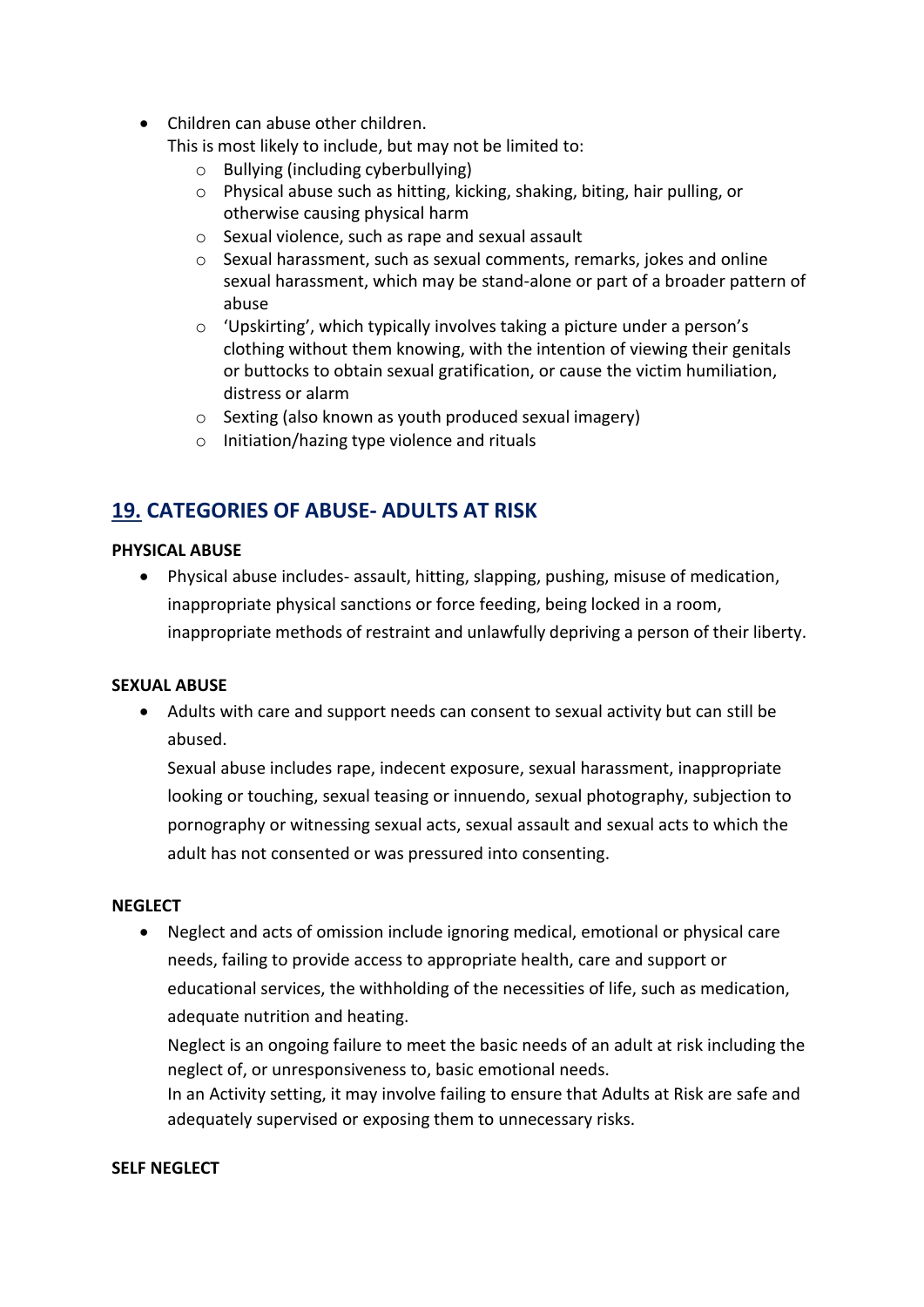- Children can abuse other children.
  This is most likely to include, but may not be limited to:
    - Bullying (including cyberbullying)
    - Physical abuse such as hitting, kicking, shaking, biting, hair pulling, or otherwise causing physical harm
    - Sexual violence, such as rape and sexual assault
    - Sexual harassment, such as sexual comments, remarks, jokes and online sexual harassment, which may be stand-alone or part of a broader pattern of abuse
    - 'Upskirting', which typically involves taking a picture under a person's clothing without them knowing, with the intention of viewing their genitals or buttocks to obtain sexual gratification, or cause the victim humiliation, distress or alarm
    - Sexting (also known as youth produced sexual imagery)
    - Initiation/hazing type violence and rituals

## 19. CATEGORIES OF ABUSE- ADULTS AT RISK

**PHYSICAL ABUSE**

- Physical abuse includes- assault, hitting, slapping, pushing, misuse of medication, inappropriate physical sanctions or force feeding, being locked in a room, inappropriate methods of restraint and unlawfully depriving a person of their liberty.

**SEXUAL ABUSE**

- Adults with care and support needs can consent to sexual activity but can still be abused.

  Sexual abuse includes rape, indecent exposure, sexual harassment, inappropriate looking or touching, sexual teasing or innuendo, sexual photography, subjection to pornography or witnessing sexual acts, sexual assault and sexual acts to which the adult has not consented or was pressured into consenting.

**NEGLECT**

- Neglect and acts of omission include ignoring medical, emotional or physical care needs, failing to provide access to appropriate health, care and support or educational services, the withholding of the necessities of life, such as medication, adequate nutrition and heating.

  Neglect is an ongoing failure to meet the basic needs of an adult at risk including the neglect of, or unresponsiveness to, basic emotional needs.

  In an Activity setting, it may involve failing to ensure that Adults at Risk are safe and adequately supervised or exposing them to unnecessary risks.

**SELF NEGLECT**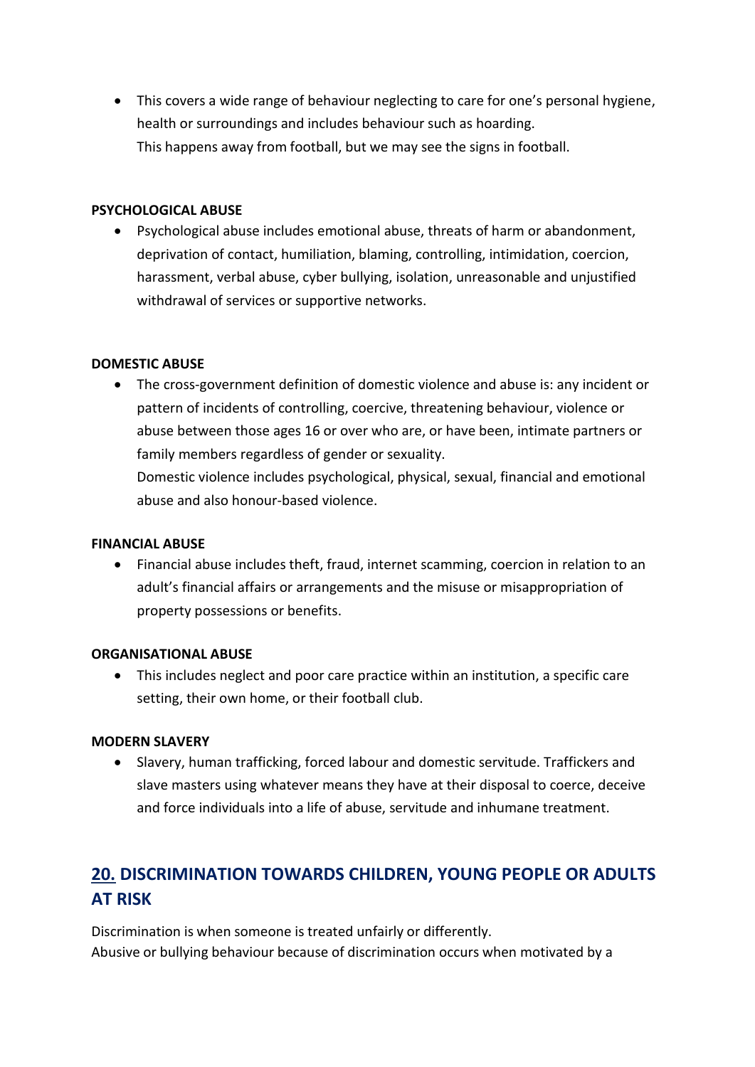- This covers a wide range of behaviour neglecting to care for one's personal hygiene, health or surroundings and includes behaviour such as hoarding.
  This happens away from football, but we may see the signs in football.

**PSYCHOLOGICAL ABUSE**

- Psychological abuse includes emotional abuse, threats of harm or abandonment, deprivation of contact, humiliation, blaming, controlling, intimidation, coercion, harassment, verbal abuse, cyber bullying, isolation, unreasonable and unjustified withdrawal of services or supportive networks.

**DOMESTIC ABUSE**

- The cross-government definition of domestic violence and abuse is: any incident or pattern of incidents of controlling, coercive, threatening behaviour, violence or abuse between those ages 16 or over who are, or have been, intimate partners or family members regardless of gender or sexuality.
  Domestic violence includes psychological, physical, sexual, financial and emotional abuse and also honour-based violence.

**FINANCIAL ABUSE**

- Financial abuse includes theft, fraud, internet scamming, coercion in relation to an adult's financial affairs or arrangements and the misuse or misappropriation of property possessions or benefits.

**ORGANISATIONAL ABUSE**

- This includes neglect and poor care practice within an institution, a specific care setting, their own home, or their football club.

**MODERN SLAVERY**

- Slavery, human trafficking, forced labour and domestic servitude. Traffickers and slave masters using whatever means they have at their disposal to coerce, deceive and force individuals into a life of abuse, servitude and inhumane treatment.

## 20. DISCRIMINATION TOWARDS CHILDREN, YOUNG PEOPLE OR ADULTS AT RISK

Discrimination is when someone is treated unfairly or differently.
Abusive or bullying behaviour because of discrimination occurs when motivated by a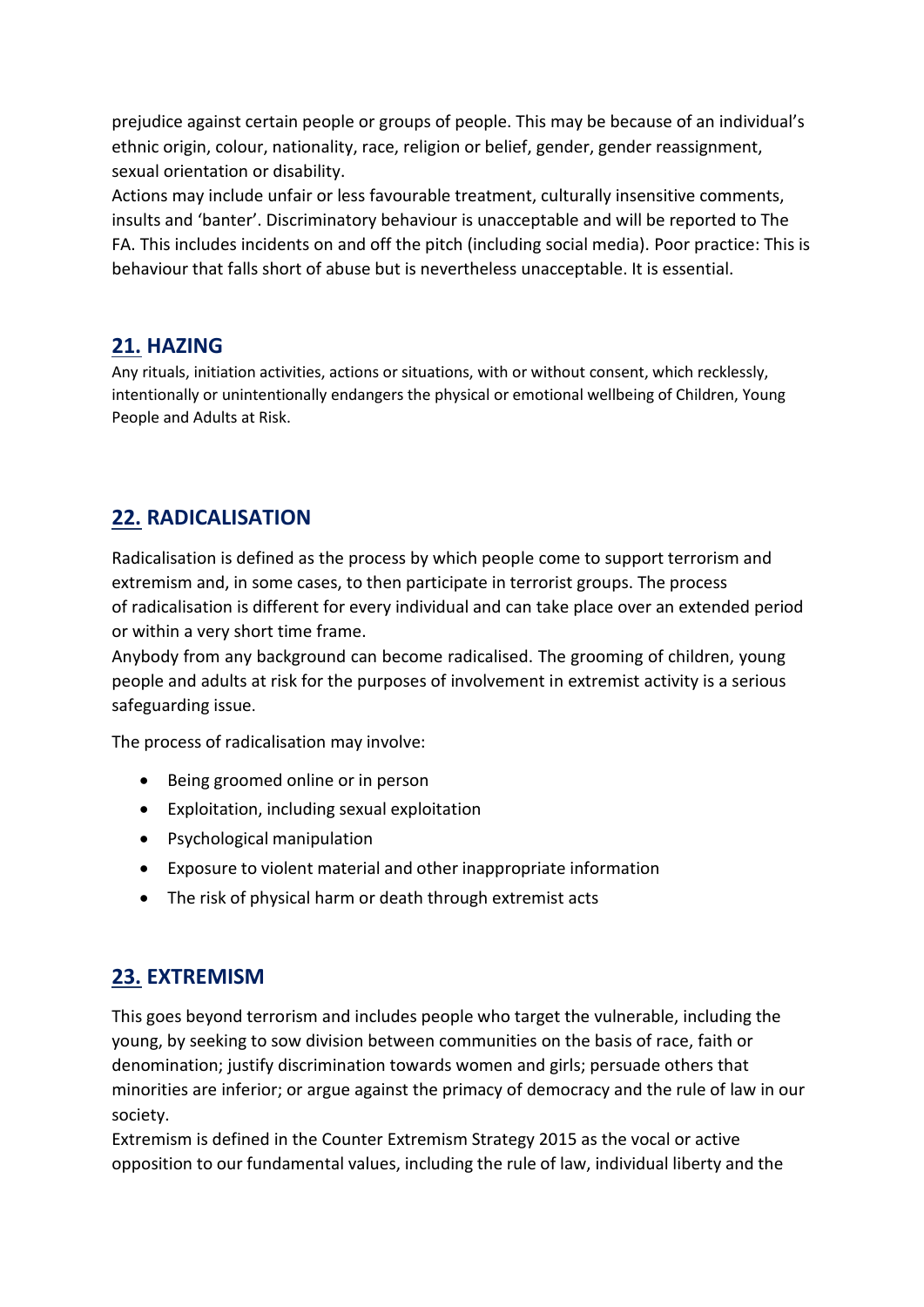prejudice against certain people or groups of people. This may be because of an individual's ethnic origin, colour, nationality, race, religion or belief, gender, gender reassignment, sexual orientation or disability.

Actions may include unfair or less favourable treatment, culturally insensitive comments, insults and 'banter'. Discriminatory behaviour is unacceptable and will be reported to The FA. This includes incidents on and off the pitch (including social media). Poor practice: This is behaviour that falls short of abuse but is nevertheless unacceptable. It is essential.

## 21. HAZING

Any rituals, initiation activities, actions or situations, with or without consent, which recklessly, intentionally or unintentionally endangers the physical or emotional wellbeing of Children, Young People and Adults at Risk.

## 22. RADICALISATION

Radicalisation is defined as the process by which people come to support terrorism and extremism and, in some cases, to then participate in terrorist groups. The process of radicalisation is different for every individual and can take place over an extended period or within a very short time frame.

Anybody from any background can become radicalised. The grooming of children, young people and adults at risk for the purposes of involvement in extremist activity is a serious safeguarding issue.

The process of radicalisation may involve:

- Being groomed online or in person
- Exploitation, including sexual exploitation
- Psychological manipulation
- Exposure to violent material and other inappropriate information
- The risk of physical harm or death through extremist acts

## 23. EXTREMISM

This goes beyond terrorism and includes people who target the vulnerable, including the young, by seeking to sow division between communities on the basis of race, faith or denomination; justify discrimination towards women and girls; persuade others that minorities are inferior; or argue against the primacy of democracy and the rule of law in our society.

Extremism is defined in the Counter Extremism Strategy 2015 as the vocal or active opposition to our fundamental values, including the rule of law, individual liberty and the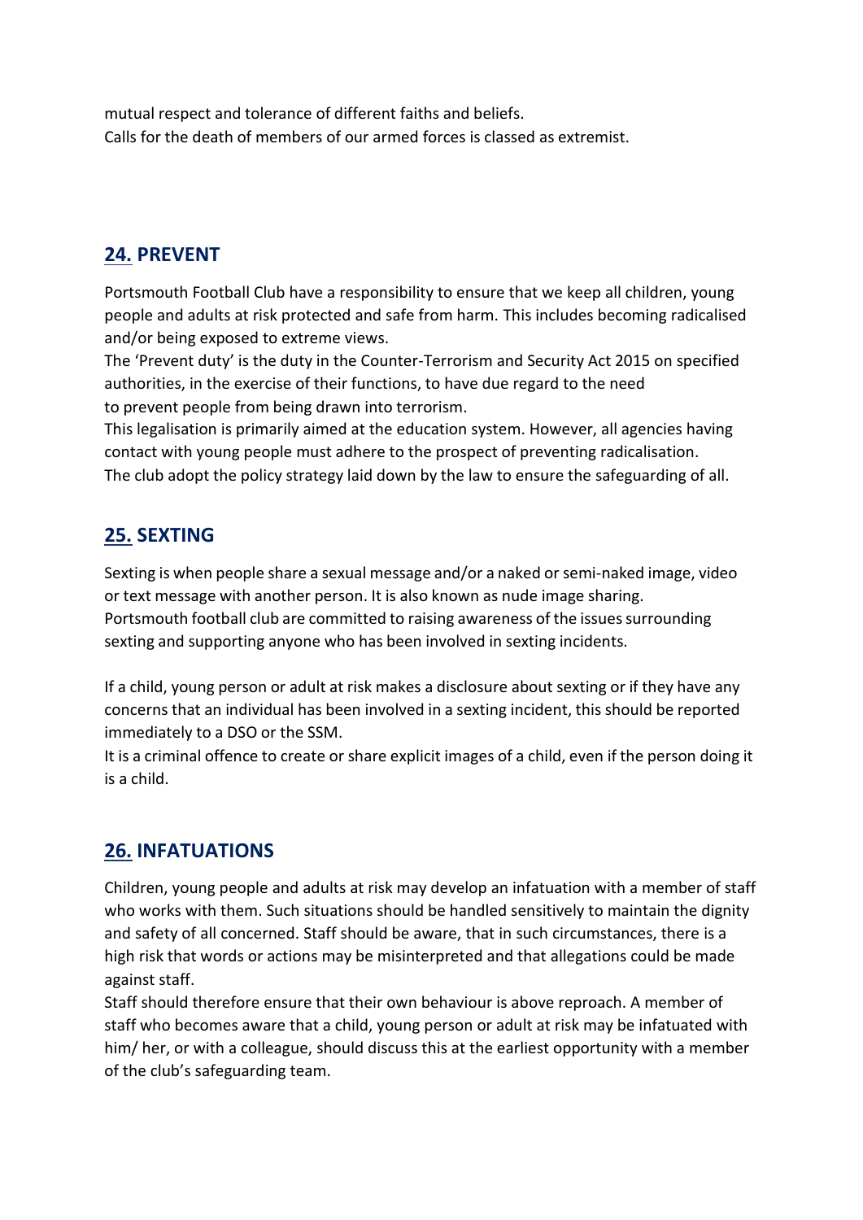mutual respect and tolerance of different faiths and beliefs.
Calls for the death of members of our armed forces is classed as extremist.

## 24. PREVENT

Portsmouth Football Club have a responsibility to ensure that we keep all children, young people and adults at risk protected and safe from harm. This includes becoming radicalised and/or being exposed to extreme views.
The 'Prevent duty' is the duty in the Counter-Terrorism and Security Act 2015 on specified authorities, in the exercise of their functions, to have due regard to the need to prevent people from being drawn into terrorism.
This legalisation is primarily aimed at the education system. However, all agencies having contact with young people must adhere to the prospect of preventing radicalisation.
The club adopt the policy strategy laid down by the law to ensure the safeguarding of all.

## 25. SEXTING

Sexting is when people share a sexual message and/or a naked or semi-naked image, video or text message with another person. It is also known as nude image sharing.
Portsmouth football club are committed to raising awareness of the issues surrounding sexting and supporting anyone who has been involved in sexting incidents.

If a child, young person or adult at risk makes a disclosure about sexting or if they have any concerns that an individual has been involved in a sexting incident, this should be reported immediately to a DSO or the SSM.
It is a criminal offence to create or share explicit images of a child, even if the person doing it is a child.

## 26. INFATUATIONS

Children, young people and adults at risk may develop an infatuation with a member of staff who works with them. Such situations should be handled sensitively to maintain the dignity and safety of all concerned. Staff should be aware, that in such circumstances, there is a high risk that words or actions may be misinterpreted and that allegations could be made against staff.
Staff should therefore ensure that their own behaviour is above reproach. A member of staff who becomes aware that a child, young person or adult at risk may be infatuated with him/ her, or with a colleague, should discuss this at the earliest opportunity with a member of the club's safeguarding team.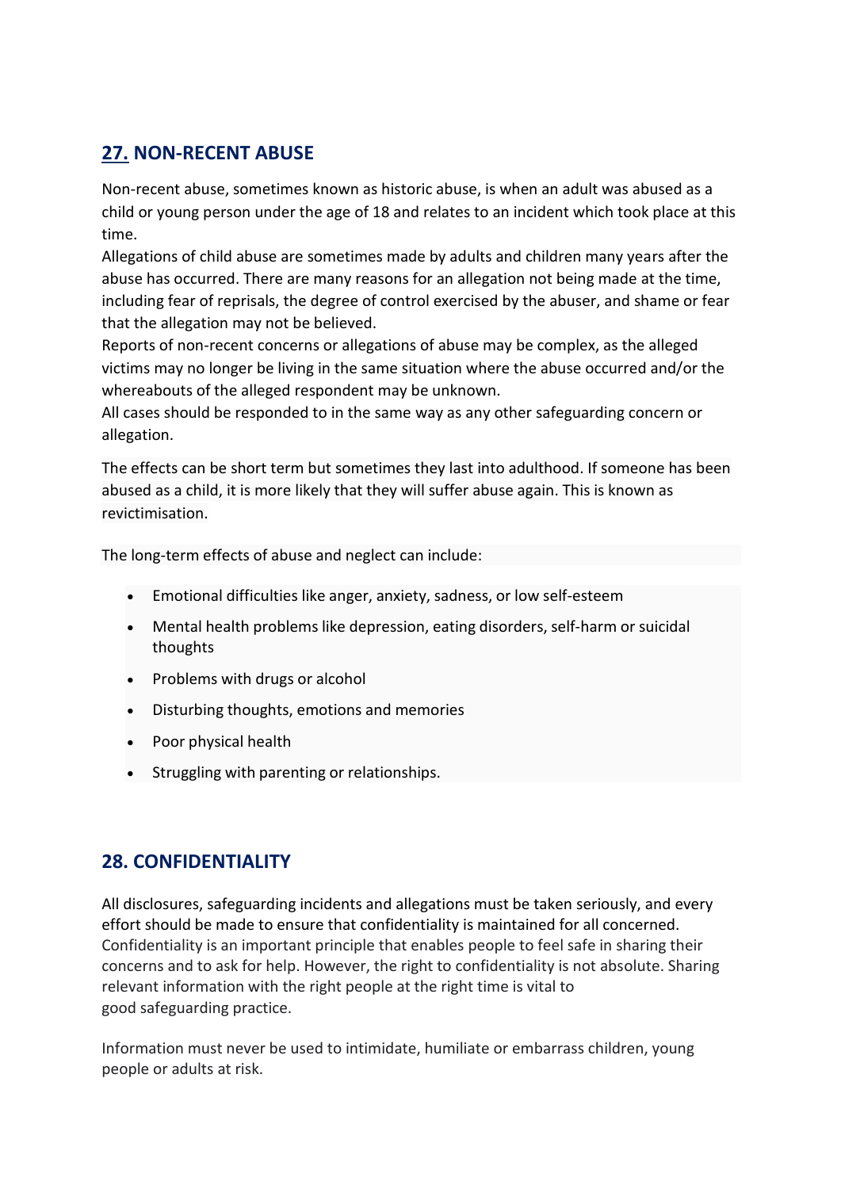## 27. NON-RECENT ABUSE

Non-recent abuse, sometimes known as historic abuse, is when an adult was abused as a child or young person under the age of 18 and relates to an incident which took place at this time.

Allegations of child abuse are sometimes made by adults and children many years after the abuse has occurred. There are many reasons for an allegation not being made at the time, including fear of reprisals, the degree of control exercised by the abuser, and shame or fear that the allegation may not be believed.

Reports of non-recent concerns or allegations of abuse may be complex, as the alleged victims may no longer be living in the same situation where the abuse occurred and/or the whereabouts of the alleged respondent may be unknown.

All cases should be responded to in the same way as any other safeguarding concern or allegation.

The effects can be short term but sometimes they last into adulthood. If someone has been abused as a child, it is more likely that they will suffer abuse again. This is known as revictimisation.

The long-term effects of abuse and neglect can include:

- Emotional difficulties like anger, anxiety, sadness, or low self-esteem
- Mental health problems like depression, eating disorders, self-harm or suicidal thoughts
- Problems with drugs or alcohol
- Disturbing thoughts, emotions and memories
- Poor physical health
- Struggling with parenting or relationships.

## 28. CONFIDENTIALITY

All disclosures, safeguarding incidents and allegations must be taken seriously, and every effort should be made to ensure that confidentiality is maintained for all concerned. Confidentiality is an important principle that enables people to feel safe in sharing their concerns and to ask for help. However, the right to confidentiality is not absolute. Sharing relevant information with the right people at the right time is vital to good safeguarding practice.

Information must never be used to intimidate, humiliate or embarrass children, young people or adults at risk.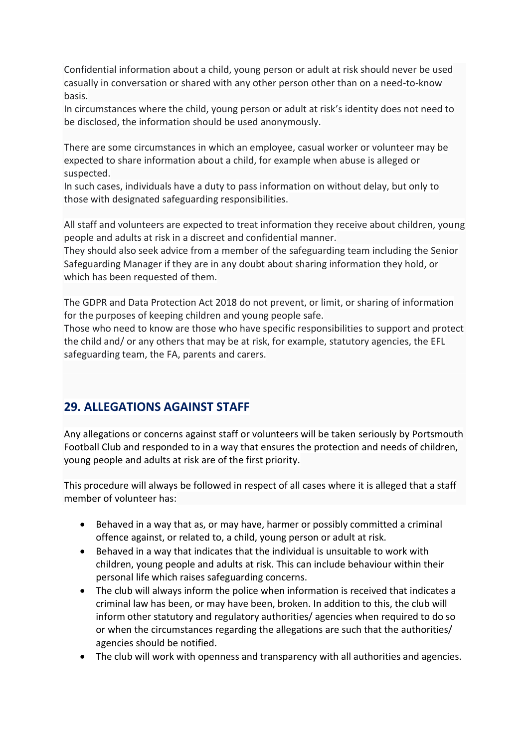Confidential information about a child, young person or adult at risk should never be used casually in conversation or shared with any other person other than on a need-to-know basis.
In circumstances where the child, young person or adult at risk's identity does not need to be disclosed, the information should be used anonymously.

There are some circumstances in which an employee, casual worker or volunteer may be expected to share information about a child, for example when abuse is alleged or suspected.
In such cases, individuals have a duty to pass information on without delay, but only to those with designated safeguarding responsibilities.

All staff and volunteers are expected to treat information they receive about children, young people and adults at risk in a discreet and confidential manner.
They should also seek advice from a member of the safeguarding team including the Senior Safeguarding Manager if they are in any doubt about sharing information they hold, or which has been requested of them.

The GDPR and Data Protection Act 2018 do not prevent, or limit, or sharing of information for the purposes of keeping children and young people safe.
Those who need to know are those who have specific responsibilities to support and protect the child and/ or any others that may be at risk, for example, statutory agencies, the EFL safeguarding team, the FA, parents and carers.

## 29. ALLEGATIONS AGAINST STAFF

Any allegations or concerns against staff or volunteers will be taken seriously by Portsmouth Football Club and responded to in a way that ensures the protection and needs of children, young people and adults at risk are of the first priority.

This procedure will always be followed in respect of all cases where it is alleged that a staff member of volunteer has:

- Behaved in a way that as, or may have, harmer or possibly committed a criminal offence against, or related to, a child, young person or adult at risk.
- Behaved in a way that indicates that the individual is unsuitable to work with children, young people and adults at risk. This can include behaviour within their personal life which raises safeguarding concerns.
- The club will always inform the police when information is received that indicates a criminal law has been, or may have been, broken. In addition to this, the club will inform other statutory and regulatory authorities/ agencies when required to do so or when the circumstances regarding the allegations are such that the authorities/ agencies should be notified.
- The club will work with openness and transparency with all authorities and agencies.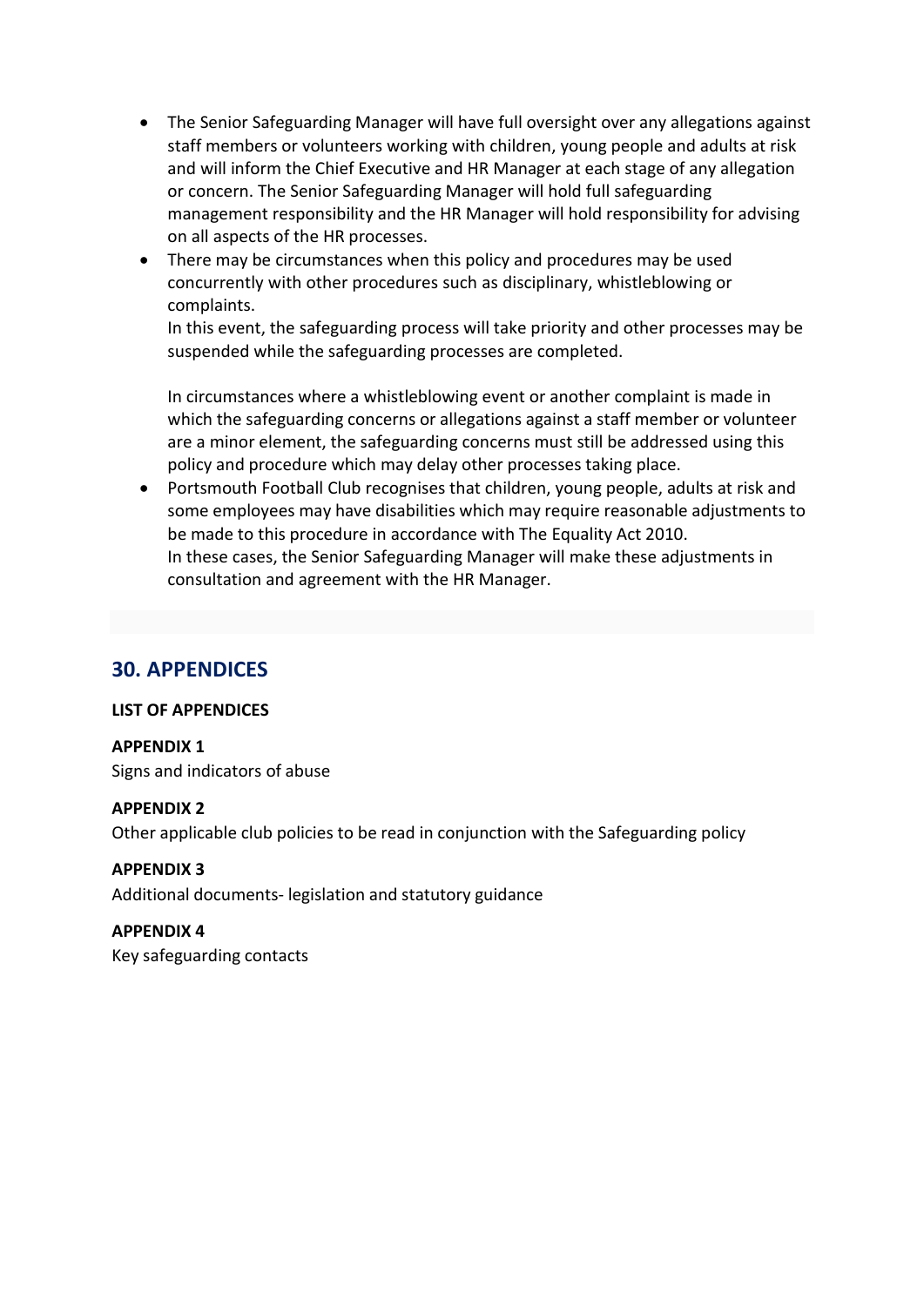- The Senior Safeguarding Manager will have full oversight over any allegations against staff members or volunteers working with children, young people and adults at risk and will inform the Chief Executive and HR Manager at each stage of any allegation or concern. The Senior Safeguarding Manager will hold full safeguarding management responsibility and the HR Manager will hold responsibility for advising on all aspects of the HR processes.
- There may be circumstances when this policy and procedures may be used concurrently with other procedures such as disciplinary, whistleblowing or complaints.
  In this event, the safeguarding process will take priority and other processes may be suspended while the safeguarding processes are completed.

  In circumstances where a whistleblowing event or another complaint is made in which the safeguarding concerns or allegations against a staff member or volunteer are a minor element, the safeguarding concerns must still be addressed using this policy and procedure which may delay other processes taking place.
- Portsmouth Football Club recognises that children, young people, adults at risk and some employees may have disabilities which may require reasonable adjustments to be made to this procedure in accordance with The Equality Act 2010.
  In these cases, the Senior Safeguarding Manager will make these adjustments in consultation and agreement with the HR Manager.

## 30. APPENDICES

**LIST OF APPENDICES**

**APPENDIX 1**
Signs and indicators of abuse

**APPENDIX 2**
Other applicable club policies to be read in conjunction with the Safeguarding policy

**APPENDIX 3**
Additional documents- legislation and statutory guidance

**APPENDIX 4**
Key safeguarding contacts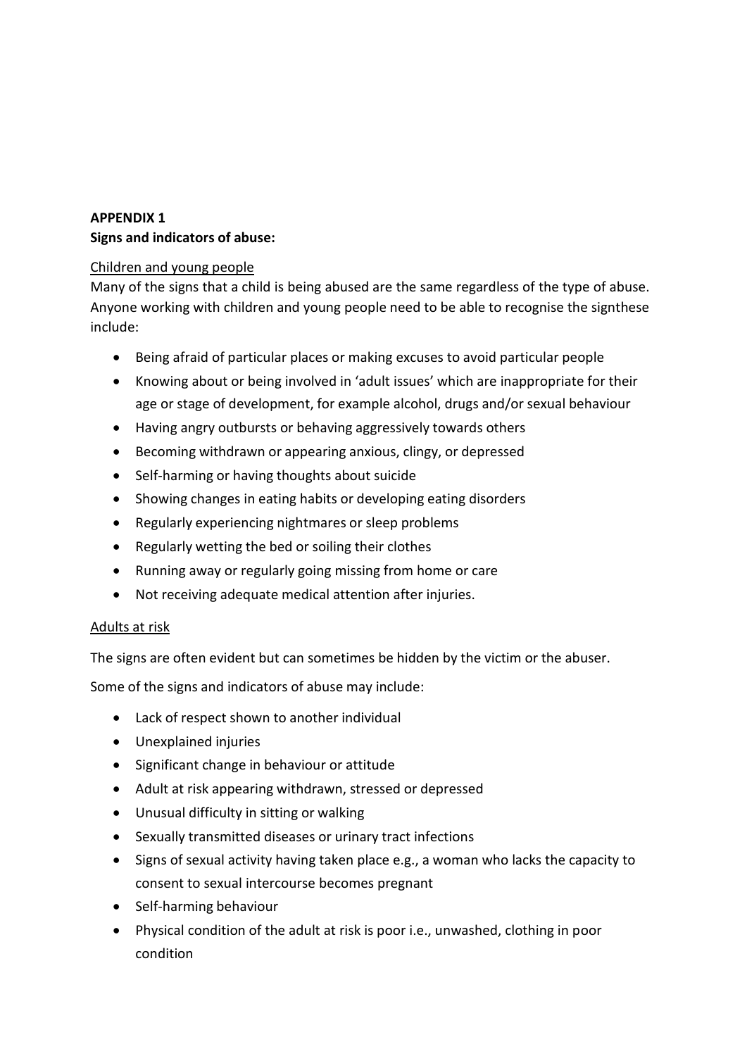**APPENDIX 1**
**Signs and indicators of abuse:**

Children and young people

Many of the signs that a child is being abused are the same regardless of the type of abuse. Anyone working with children and young people need to be able to recognise the signthese include:

- Being afraid of particular places or making excuses to avoid particular people
- Knowing about or being involved in 'adult issues' which are inappropriate for their age or stage of development, for example alcohol, drugs and/or sexual behaviour
- Having angry outbursts or behaving aggressively towards others
- Becoming withdrawn or appearing anxious, clingy, or depressed
- Self-harming or having thoughts about suicide
- Showing changes in eating habits or developing eating disorders
- Regularly experiencing nightmares or sleep problems
- Regularly wetting the bed or soiling their clothes
- Running away or regularly going missing from home or care
- Not receiving adequate medical attention after injuries.

Adults at risk

The signs are often evident but can sometimes be hidden by the victim or the abuser.

Some of the signs and indicators of abuse may include:

- Lack of respect shown to another individual
- Unexplained injuries
- Significant change in behaviour or attitude
- Adult at risk appearing withdrawn, stressed or depressed
- Unusual difficulty in sitting or walking
- Sexually transmitted diseases or urinary tract infections
- Signs of sexual activity having taken place e.g., a woman who lacks the capacity to consent to sexual intercourse becomes pregnant
- Self-harming behaviour
- Physical condition of the adult at risk is poor i.e., unwashed, clothing in poor condition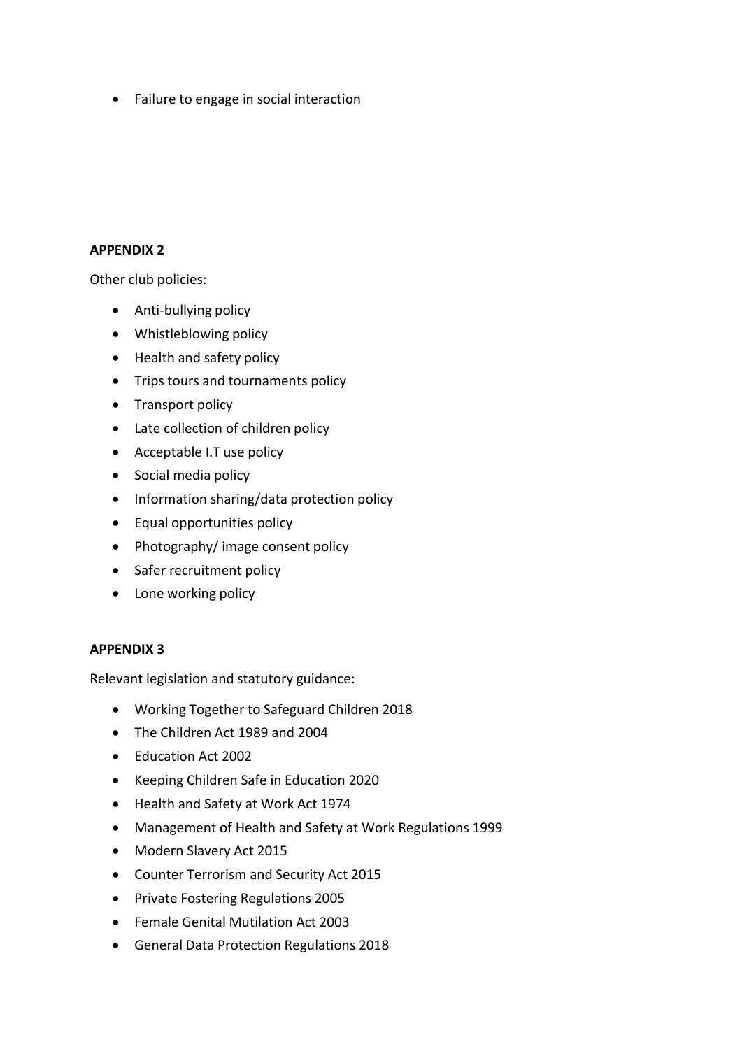- Failure to engage in social interaction

**APPENDIX 2**

Other club policies:

- Anti-bullying policy
- Whistleblowing policy
- Health and safety policy
- Trips tours and tournaments policy
- Transport policy
- Late collection of children policy
- Acceptable I.T use policy
- Social media policy
- Information sharing/data protection policy
- Equal opportunities policy
- Photography/ image consent policy
- Safer recruitment policy
- Lone working policy

**APPENDIX 3**

Relevant legislation and statutory guidance:

- Working Together to Safeguard Children 2018
- The Children Act 1989 and 2004
- Education Act 2002
- Keeping Children Safe in Education 2020
- Health and Safety at Work Act 1974
- Management of Health and Safety at Work Regulations 1999
- Modern Slavery Act 2015
- Counter Terrorism and Security Act 2015
- Private Fostering Regulations 2005
- Female Genital Mutilation Act 2003
- General Data Protection Regulations 2018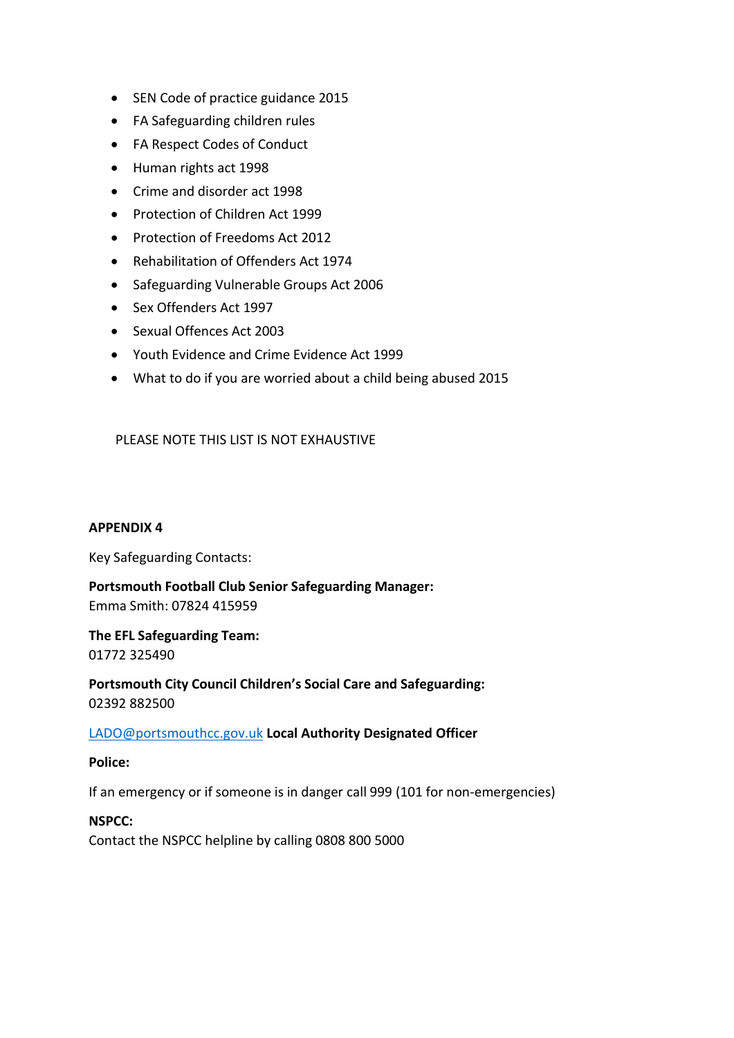- SEN Code of practice guidance 2015
- FA Safeguarding children rules
- FA Respect Codes of Conduct
- Human rights act 1998
- Crime and disorder act 1998
- Protection of Children Act 1999
- Protection of Freedoms Act 2012
- Rehabilitation of Offenders Act 1974
- Safeguarding Vulnerable Groups Act 2006
- Sex Offenders Act 1997
- Sexual Offences Act 2003
- Youth Evidence and Crime Evidence Act 1999
- What to do if you are worried about a child being abused 2015

PLEASE NOTE THIS LIST IS NOT EXHAUSTIVE

**APPENDIX 4**

Key Safeguarding Contacts:

**Portsmouth Football Club Senior Safeguarding Manager:**
Emma Smith: 07824 415959

**The EFL Safeguarding Team:**
01772 325490

**Portsmouth City Council Children's Social Care and Safeguarding:**
02392 882500

LADO@portsmouthcc.gov.uk **Local Authority Designated Officer**

**Police:**

If an emergency or if someone is in danger call 999 (101 for non-emergencies)

**NSPCC:**
Contact the NSPCC helpline by calling 0808 800 5000